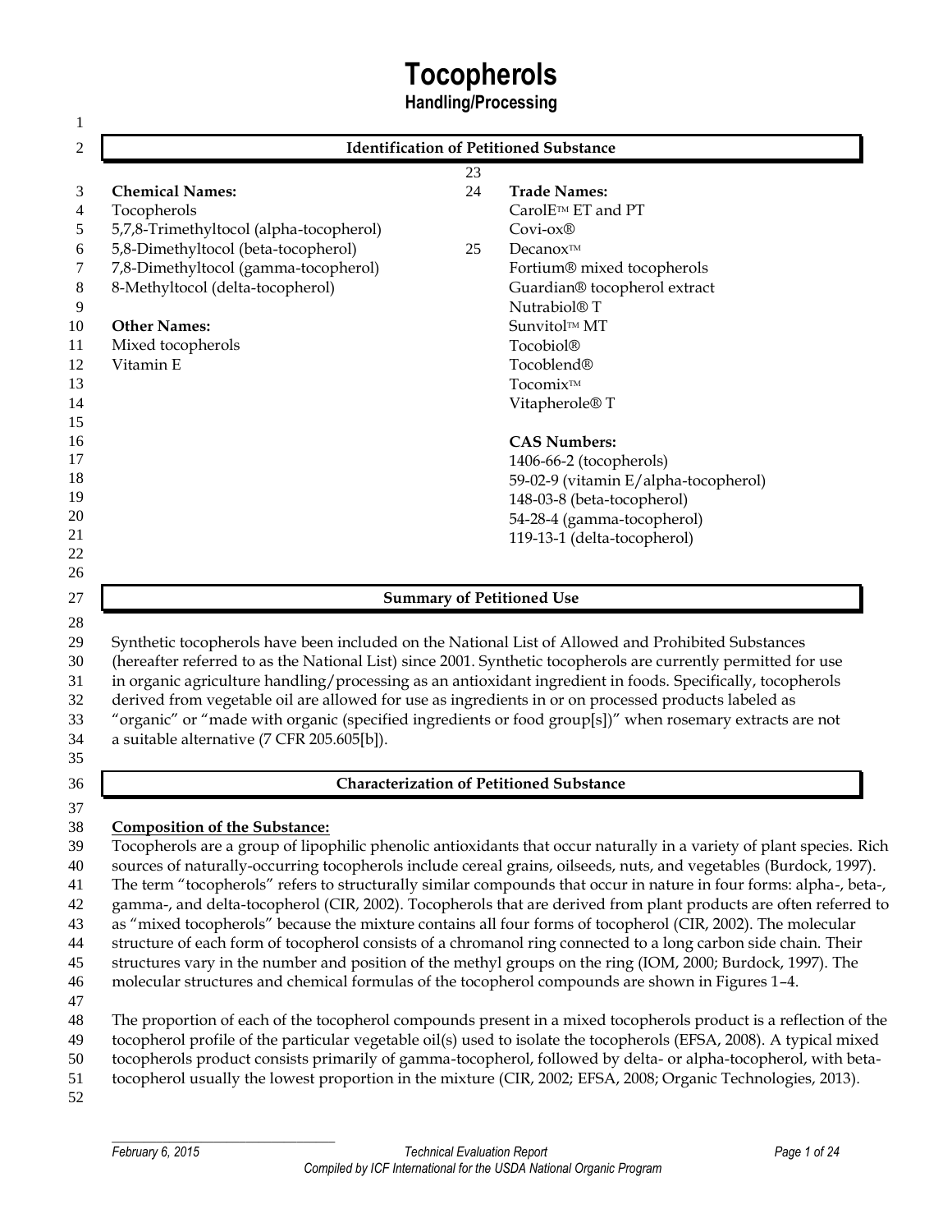# Tocopherols

## Handling/Processing

### Identification of Petitioned Substance

**Chemical Names:**
Tocopherols
5,7,8-Trimethyltocol (alpha-tocopherol)
5,8-Dimethyltocol (beta-tocopherol)
7,8-Dimethyltocol (gamma-tocopherol)
8-Methyltocol (delta-tocopherol)

**Other Names:**
Mixed tocopherols
Vitamin E

**Trade Names:**
CarolE™ ET and PT
Covi-ox®
Decanox™
Fortium® mixed tocopherols
Guardian® tocopherol extract
Nutrabiol® T
Sunvitol™ MT
Tocobiol®
Tocoblend®
Tocomix™
Vitapherole® T

**CAS Numbers:**
1406-66-2 (tocopherols)
59-02-9 (vitamin E/alpha-tocopherol)
148-03-8 (beta-tocopherol)
54-28-4 (gamma-tocopherol)
119-13-1 (delta-tocopherol)

### Summary of Petitioned Use

Synthetic tocopherols have been included on the National List of Allowed and Prohibited Substances (hereafter referred to as the National List) since 2001. Synthetic tocopherols are currently permitted for use in organic agriculture handling/processing as an antioxidant ingredient in foods. Specifically, tocopherols derived from vegetable oil are allowed for use as ingredients in or on processed products labeled as "organic" or "made with organic (specified ingredients or food group[s])" when rosemary extracts are not a suitable alternative (7 CFR 205.605[b]).

### Characterization of Petitioned Substance

**Composition of the Substance:**

Tocopherols are a group of lipophilic phenolic antioxidants that occur naturally in a variety of plant species. Rich sources of naturally-occurring tocopherols include cereal grains, oilseeds, nuts, and vegetables (Burdock, 1997). The term "tocopherols" refers to structurally similar compounds that occur in nature in four forms: alpha-, beta-, gamma-, and delta-tocopherol (CIR, 2002). Tocopherols that are derived from plant products are often referred to as "mixed tocopherols" because the mixture contains all four forms of tocopherol (CIR, 2002). The molecular structure of each form of tocopherol consists of a chromanol ring connected to a long carbon side chain. Their structures vary in the number and position of the methyl groups on the ring (IOM, 2000; Burdock, 1997). The molecular structures and chemical formulas of the tocopherol compounds are shown in Figures 1–4.

The proportion of each of the tocopherol compounds present in a mixed tocopherols product is a reflection of the tocopherol profile of the particular vegetable oil(s) used to isolate the tocopherols (EFSA, 2008). A typical mixed tocopherols product consists primarily of gamma-tocopherol, followed by delta- or alpha-tocopherol, with beta-tocopherol usually the lowest proportion in the mixture (CIR, 2002; EFSA, 2008; Organic Technologies, 2013).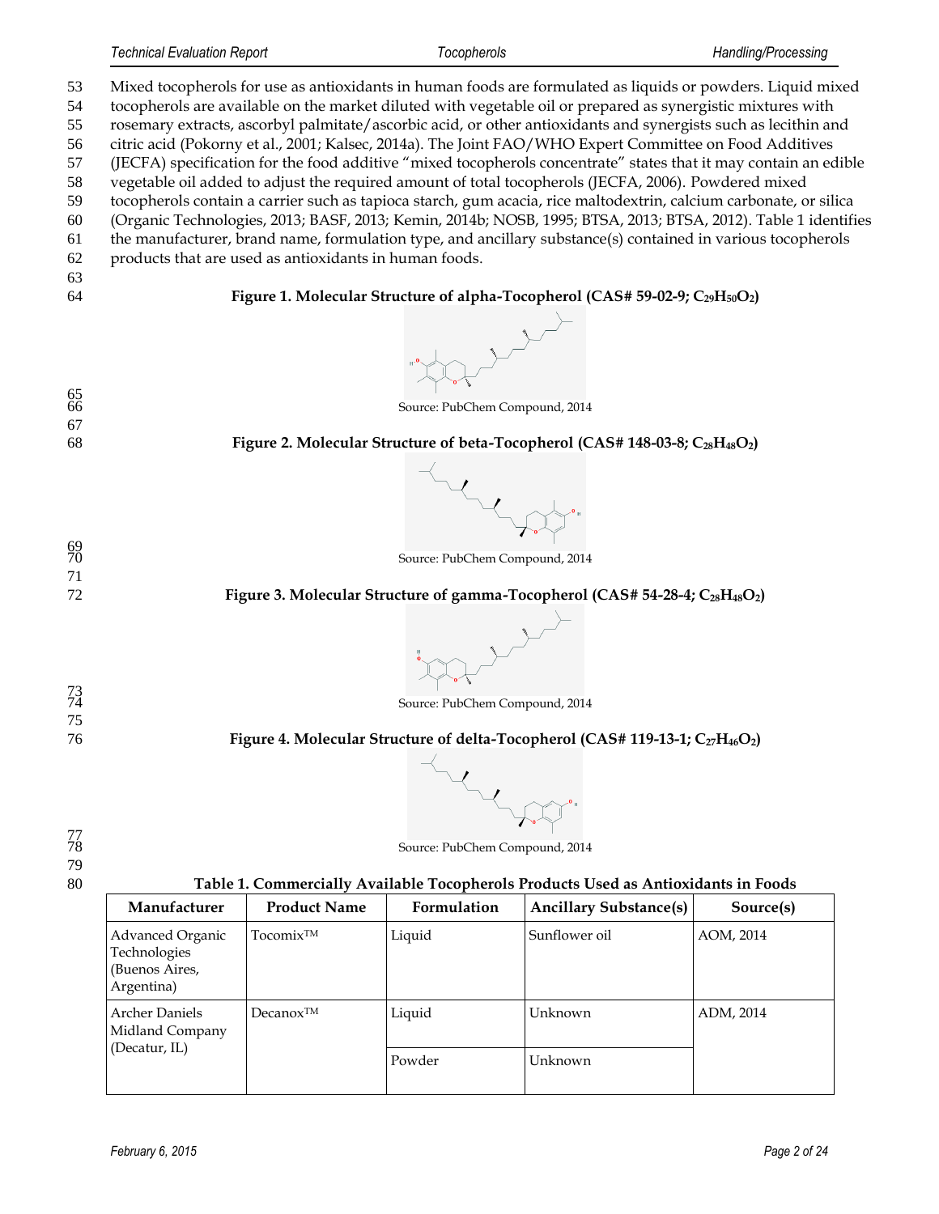Mixed tocopherols for use as antioxidants in human foods are formulated as liquids or powders. Liquid mixed tocopherols are available on the market diluted with vegetable oil or prepared as synergistic mixtures with rosemary extracts, ascorbyl palmitate/ascorbic acid, or other antioxidants and synergists such as lecithin and citric acid (Pokorny et al., 2001; Kalsec, 2014a). The Joint FAO/WHO Expert Committee on Food Additives (JECFA) specification for the food additive "mixed tocopherols concentrate" states that it may contain an edible vegetable oil added to adjust the required amount of total tocopherols (JECFA, 2006). Powdered mixed tocopherols contain a carrier such as tapioca starch, gum acacia, rice maltodextrin, calcium carbonate, or silica (Organic Technologies, 2013; BASF, 2013; Kemin, 2014b; NOSB, 1995; BTSA, 2013; BTSA, 2012). Table 1 identifies the manufacturer, brand name, formulation type, and ancillary substance(s) contained in various tocopherols products that are used as antioxidants in human foods.

**Figure 1. Molecular Structure of alpha-Tocopherol (CAS# 59-02-9; $C_{29}H_{50}O_2$)**

Source: PubChem Compound, 2014

**Figure 2. Molecular Structure of beta-Tocopherol (CAS# 148-03-8; $C_{28}H_{48}O_2$)**

Source: PubChem Compound, 2014

**Figure 3. Molecular Structure of gamma-Tocopherol (CAS# 54-28-4; $C_{28}H_{48}O_2$)**

Source: PubChem Compound, 2014

**Figure 4. Molecular Structure of delta-Tocopherol (CAS# 119-13-1; $C_{27}H_{46}O_2$)**

Source: PubChem Compound, 2014

**Table 1. Commercially Available Tocopherols Products Used as Antioxidants in Foods**

| Manufacturer | Product Name | Formulation | Ancillary Substance(s) | Source(s) |
|---|---|---|---|---|
| Advanced Organic Technologies (Buenos Aires, Argentina) | Tocomix™ | Liquid | Sunflower oil | AOM, 2014 |
| Archer Daniels Midland Company (Decatur, IL) | Decanox™ | Liquid | Unknown | ADM, 2014 |
| | | Powder | Unknown | |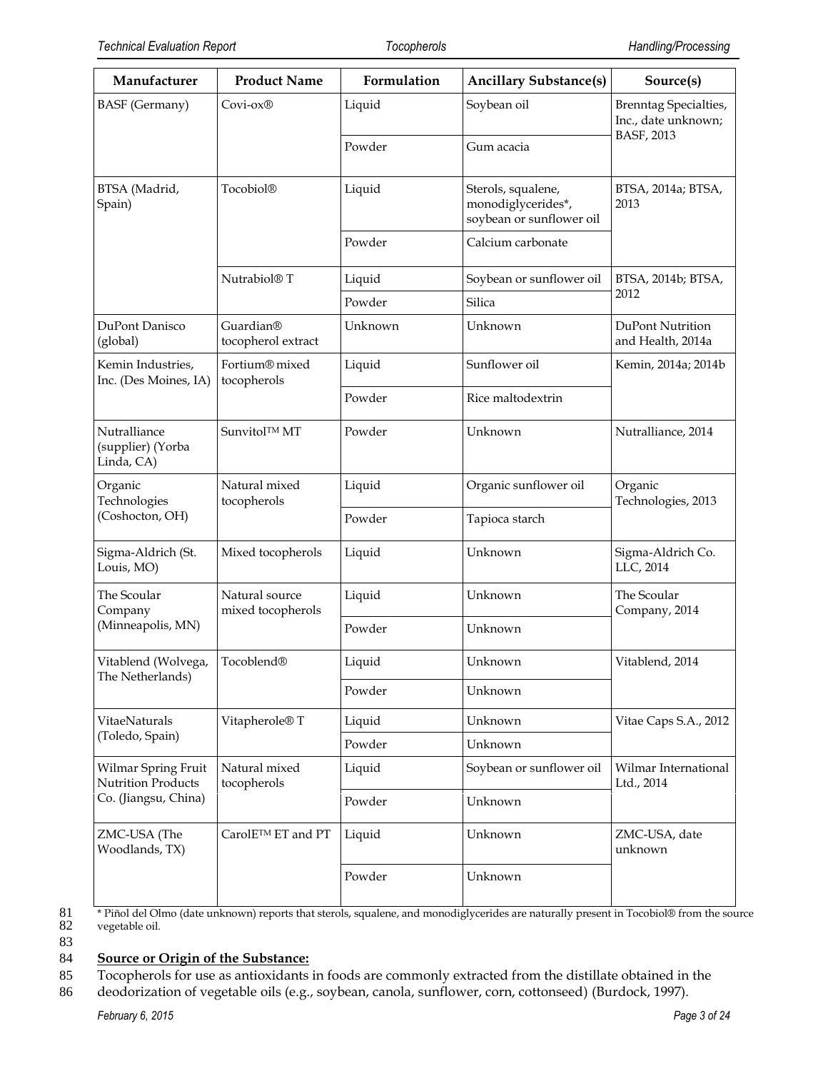| Manufacturer | Product Name | Formulation | Ancillary Substance(s) | Source(s) |
|---|---|---|---|---|
| BASF (Germany) | Covi-ox® | Liquid | Soybean oil | Brenntag Specialties, Inc., date unknown; BASF, 2013 |
| | | Powder | Gum acacia | |
| BTSA (Madrid, Spain) | Tocobiol® | Liquid | Sterols, squalene, monodiglycerides*, soybean or sunflower oil | BTSA, 2014a; BTSA, 2013 |
| | | Powder | Calcium carbonate | |
| | Nutrabiol® T | Liquid | Soybean or sunflower oil | BTSA, 2014b; BTSA, 2012 |
| | | Powder | Silica | |
| DuPont Danisco (global) | Guardian® tocopherol extract | Unknown | Unknown | DuPont Nutrition and Health, 2014a |
| Kemin Industries, Inc. (Des Moines, IA) | Fortium® mixed tocopherols | Liquid | Sunflower oil | Kemin, 2014a; 2014b |
| | | Powder | Rice maltodextrin | |
| Nutralliance (supplier) (Yorba Linda, CA) | Sunvitol™ MT | Powder | Unknown | Nutralliance, 2014 |
| Organic Technologies (Coshocton, OH) | Natural mixed tocopherols | Liquid | Organic sunflower oil | Organic Technologies, 2013 |
| | | Powder | Tapioca starch | |
| Sigma-Aldrich (St. Louis, MO) | Mixed tocopherols | Liquid | Unknown | Sigma-Aldrich Co. LLC, 2014 |
| The Scoular Company (Minneapolis, MN) | Natural source mixed tocopherols | Liquid | Unknown | The Scoular Company, 2014 |
| | | Powder | Unknown | |
| Vitablend (Wolvega, The Netherlands) | Tocoblend® | Liquid | Unknown | Vitablend, 2014 |
| | | Powder | Unknown | |
| VitaeNaturals (Toledo, Spain) | Vitapherole® T | Liquid | Unknown | Vitae Caps S.A., 2012 |
| | | Powder | Unknown | |
| Wilmar Spring Fruit Nutrition Products Co. (Jiangsu, China) | Natural mixed tocopherols | Liquid | Soybean or sunflower oil | Wilmar International Ltd., 2014 |
| | | Powder | Unknown | |
| ZMC-USA (The Woodlands, TX) | CarolE™ ET and PT | Liquid | Unknown | ZMC-USA, date unknown |
| | | Powder | Unknown | |

81 * Piñol del Olmo (date unknown) reports that sterols, squalene, and monodiglycerides are naturally present in Tocobiol® from the source
82 vegetable oil.
83

84 **Source or Origin of the Substance:**

85 Tocopherols for use as antioxidants in foods are commonly extracted from the distillate obtained in the
86 deodorization of vegetable oils (e.g., soybean, canola, sunflower, corn, cottonseed) (Burdock, 1997).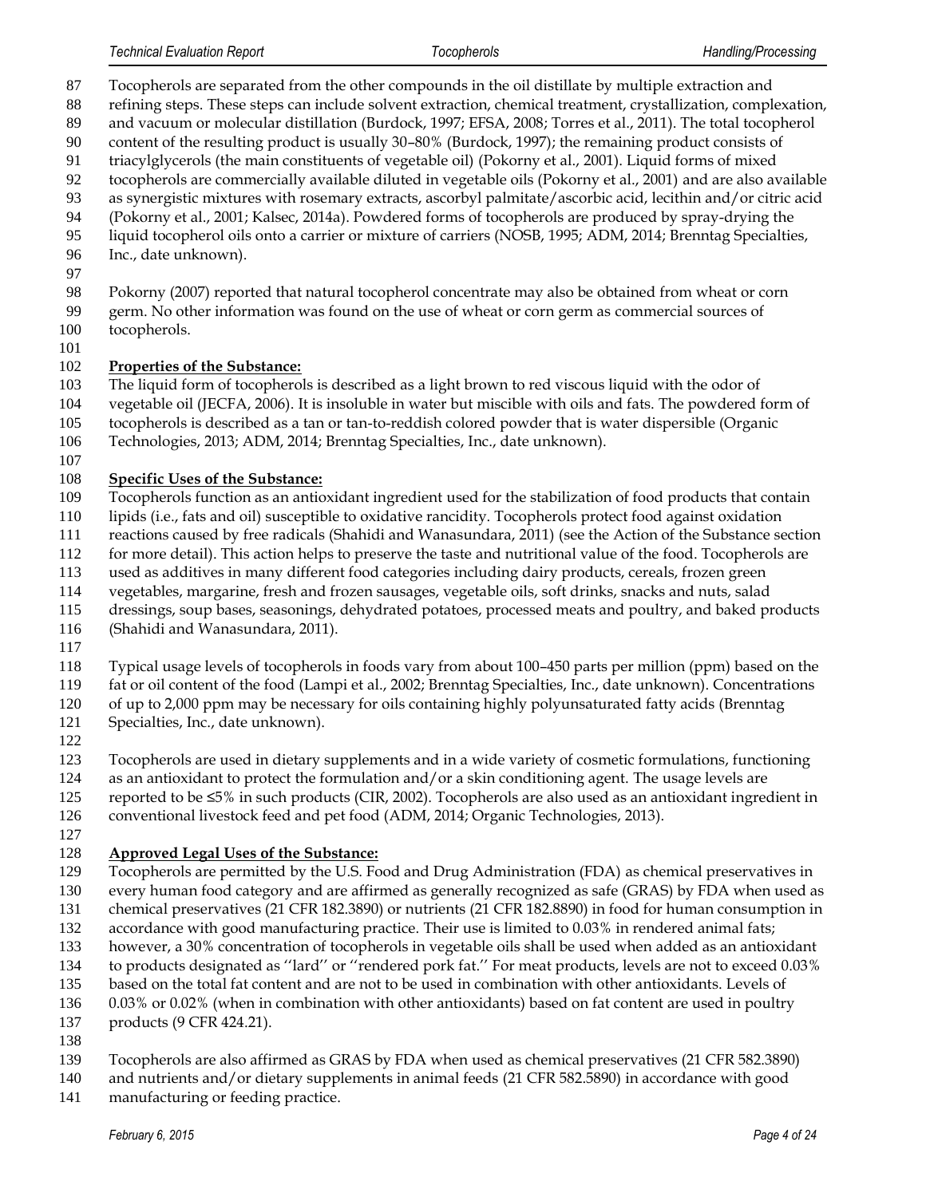Tocopherols are separated from the other compounds in the oil distillate by multiple extraction and refining steps. These steps can include solvent extraction, chemical treatment, crystallization, complexation, and vacuum or molecular distillation (Burdock, 1997; EFSA, 2008; Torres et al., 2011). The total tocopherol content of the resulting product is usually 30–80% (Burdock, 1997); the remaining product consists of triacylglycerols (the main constituents of vegetable oil) (Pokorny et al., 2001). Liquid forms of mixed tocopherols are commercially available diluted in vegetable oils (Pokorny et al., 2001) and are also available as synergistic mixtures with rosemary extracts, ascorbyl palmitate/ascorbic acid, lecithin and/or citric acid (Pokorny et al., 2001; Kalsec, 2014a). Powdered forms of tocopherols are produced by spray-drying the liquid tocopherol oils onto a carrier or mixture of carriers (NOSB, 1995; ADM, 2014; Brenntag Specialties, Inc., date unknown).

Pokorny (2007) reported that natural tocopherol concentrate may also be obtained from wheat or corn germ. No other information was found on the use of wheat or corn germ as commercial sources of tocopherols.

**Properties of the Substance:**

The liquid form of tocopherols is described as a light brown to red viscous liquid with the odor of vegetable oil (JECFA, 2006). It is insoluble in water but miscible with oils and fats. The powdered form of tocopherols is described as a tan or tan-to-reddish colored powder that is water dispersible (Organic Technologies, 2013; ADM, 2014; Brenntag Specialties, Inc., date unknown).

**Specific Uses of the Substance:**

Tocopherols function as an antioxidant ingredient used for the stabilization of food products that contain lipids (i.e., fats and oil) susceptible to oxidative rancidity. Tocopherols protect food against oxidation reactions caused by free radicals (Shahidi and Wanasundara, 2011) (see the Action of the Substance section for more detail). This action helps to preserve the taste and nutritional value of the food. Tocopherols are used as additives in many different food categories including dairy products, cereals, frozen green vegetables, margarine, fresh and frozen sausages, vegetable oils, soft drinks, snacks and nuts, salad dressings, soup bases, seasonings, dehydrated potatoes, processed meats and poultry, and baked products (Shahidi and Wanasundara, 2011).

Typical usage levels of tocopherols in foods vary from about 100–450 parts per million (ppm) based on the fat or oil content of the food (Lampi et al., 2002; Brenntag Specialties, Inc., date unknown). Concentrations of up to 2,000 ppm may be necessary for oils containing highly polyunsaturated fatty acids (Brenntag Specialties, Inc., date unknown).

Tocopherols are used in dietary supplements and in a wide variety of cosmetic formulations, functioning as an antioxidant to protect the formulation and/or a skin conditioning agent. The usage levels are reported to be ≤5% in such products (CIR, 2002). Tocopherols are also used as an antioxidant ingredient in conventional livestock feed and pet food (ADM, 2014; Organic Technologies, 2013).

**Approved Legal Uses of the Substance:**

Tocopherols are permitted by the U.S. Food and Drug Administration (FDA) as chemical preservatives in every human food category and are affirmed as generally recognized as safe (GRAS) by FDA when used as chemical preservatives (21 CFR 182.3890) or nutrients (21 CFR 182.8890) in food for human consumption in accordance with good manufacturing practice. Their use is limited to 0.03% in rendered animal fats; however, a 30% concentration of tocopherols in vegetable oils shall be used when added as an antioxidant to products designated as ''lard'' or ''rendered pork fat.'' For meat products, levels are not to exceed 0.03% based on the total fat content and are not to be used in combination with other antioxidants. Levels of 0.03% or 0.02% (when in combination with other antioxidants) based on fat content are used in poultry products (9 CFR 424.21).

Tocopherols are also affirmed as GRAS by FDA when used as chemical preservatives (21 CFR 582.3890) and nutrients and/or dietary supplements in animal feeds (21 CFR 582.5890) in accordance with good manufacturing or feeding practice.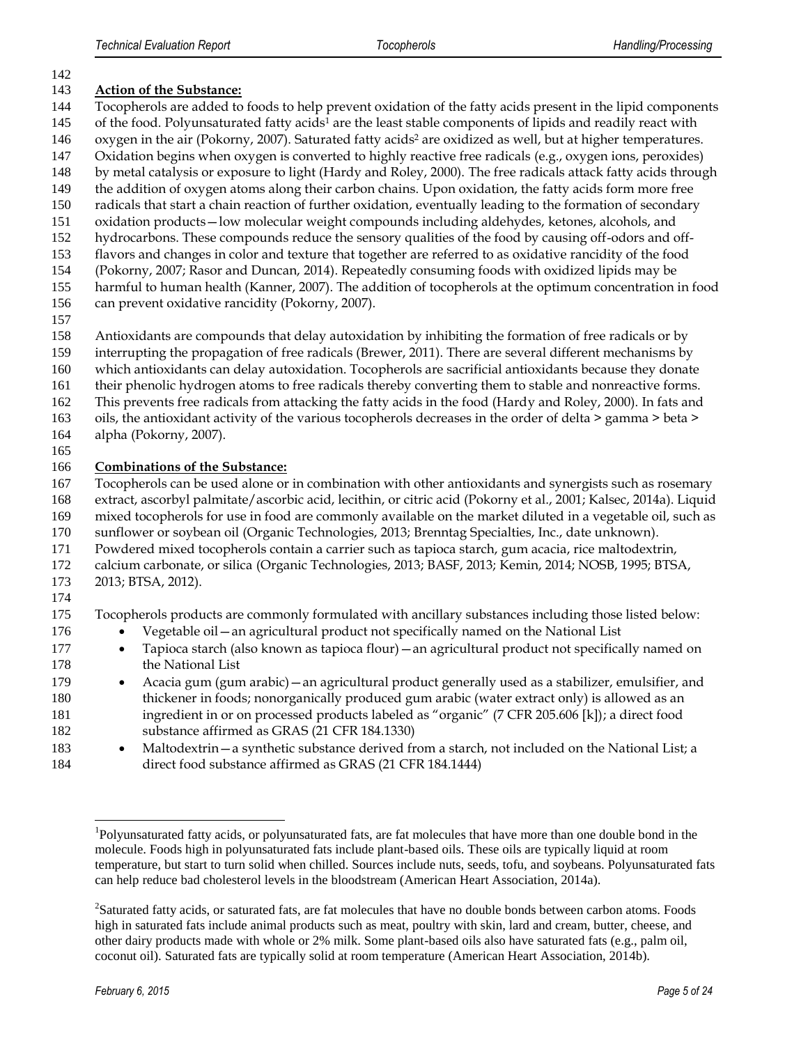**Action of the Substance:**

Tocopherols are added to foods to help prevent oxidation of the fatty acids present in the lipid components of the food. Polyunsaturated fatty acids[1] are the least stable components of lipids and readily react with oxygen in the air (Pokorny, 2007). Saturated fatty acids[2] are oxidized as well, but at higher temperatures. Oxidation begins when oxygen is converted to highly reactive free radicals (e.g., oxygen ions, peroxides) by metal catalysis or exposure to light (Hardy and Roley, 2000). The free radicals attack fatty acids through the addition of oxygen atoms along their carbon chains. Upon oxidation, the fatty acids form more free radicals that start a chain reaction of further oxidation, eventually leading to the formation of secondary oxidation products—low molecular weight compounds including aldehydes, ketones, alcohols, and hydrocarbons. These compounds reduce the sensory qualities of the food by causing off-odors and off-flavors and changes in color and texture that together are referred to as oxidative rancidity of the food (Pokorny, 2007; Rasor and Duncan, 2014). Repeatedly consuming foods with oxidized lipids may be harmful to human health (Kanner, 2007). The addition of tocopherols at the optimum concentration in food can prevent oxidative rancidity (Pokorny, 2007).

Antioxidants are compounds that delay autoxidation by inhibiting the formation of free radicals or by interrupting the propagation of free radicals (Brewer, 2011). There are several different mechanisms by which antioxidants can delay autoxidation. Tocopherols are sacrificial antioxidants because they donate their phenolic hydrogen atoms to free radicals thereby converting them to stable and nonreactive forms. This prevents free radicals from attacking the fatty acids in the food (Hardy and Roley, 2000). In fats and oils, the antioxidant activity of the various tocopherols decreases in the order of delta > gamma > beta > alpha (Pokorny, 2007).

**Combinations of the Substance:**

Tocopherols can be used alone or in combination with other antioxidants and synergists such as rosemary extract, ascorbyl palmitate/ascorbic acid, lecithin, or citric acid (Pokorny et al., 2001; Kalsec, 2014a). Liquid mixed tocopherols for use in food are commonly available on the market diluted in a vegetable oil, such as sunflower or soybean oil (Organic Technologies, 2013; Brenntag Specialties, Inc., date unknown). Powdered mixed tocopherols contain a carrier such as tapioca starch, gum acacia, rice maltodextrin, calcium carbonate, or silica (Organic Technologies, 2013; BASF, 2013; Kemin, 2014; NOSB, 1995; BTSA, 2013; BTSA, 2012).

Tocopherols products are commonly formulated with ancillary substances including those listed below:

- Vegetable oil—an agricultural product not specifically named on the National List
- Tapioca starch (also known as tapioca flour)—an agricultural product not specifically named on the National List
- Acacia gum (gum arabic)—an agricultural product generally used as a stabilizer, emulsifier, and thickener in foods; nonorganically produced gum arabic (water extract only) is allowed as an ingredient in or on processed products labeled as "organic" (7 CFR 205.606 [k]); a direct food substance affirmed as GRAS (21 CFR 184.1330)
- Maltodextrin—a synthetic substance derived from a starch, not included on the National List; a direct food substance affirmed as GRAS (21 CFR 184.1444)

---

[1]Polyunsaturated fatty acids, or polyunsaturated fats, are fat molecules that have more than one double bond in the molecule. Foods high in polyunsaturated fats include plant-based oils. These oils are typically liquid at room temperature, but start to turn solid when chilled. Sources include nuts, seeds, tofu, and soybeans. Polyunsaturated fats can help reduce bad cholesterol levels in the bloodstream (American Heart Association, 2014a).

[2]Saturated fatty acids, or saturated fats, are fat molecules that have no double bonds between carbon atoms. Foods high in saturated fats include animal products such as meat, poultry with skin, lard and cream, butter, cheese, and other dairy products made with whole or 2% milk. Some plant-based oils also have saturated fats (e.g., palm oil, coconut oil). Saturated fats are typically solid at room temperature (American Heart Association, 2014b).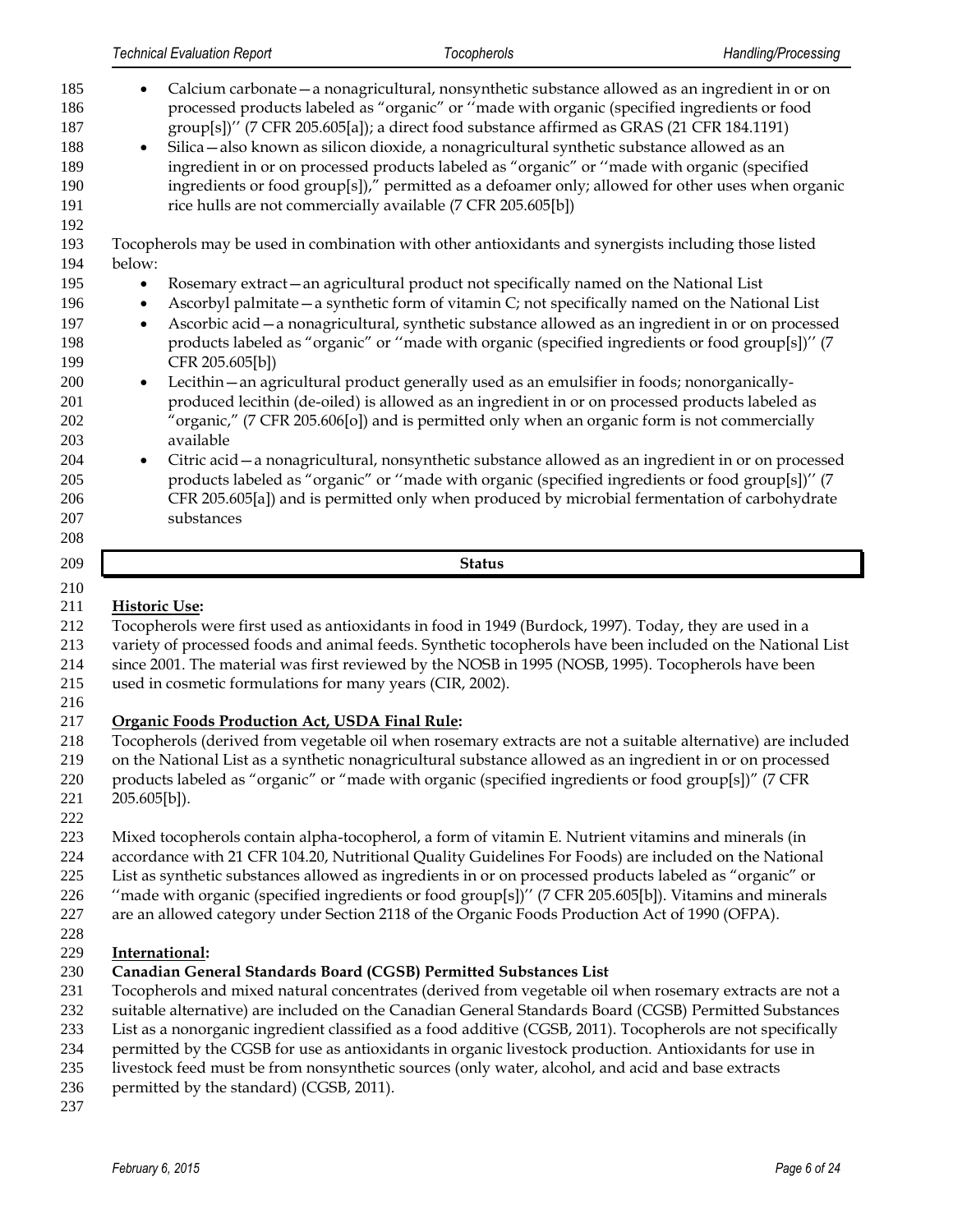- Calcium carbonate—a nonagricultural, nonsynthetic substance allowed as an ingredient in or on processed products labeled as "organic" or ''made with organic (specified ingredients or food group[s])'' (7 CFR 205.605[a]); a direct food substance affirmed as GRAS (21 CFR 184.1191)
- Silica—also known as silicon dioxide, a nonagricultural synthetic substance allowed as an ingredient in or on processed products labeled as "organic" or ''made with organic (specified ingredients or food group[s])," permitted as a defoamer only; allowed for other uses when organic rice hulls are not commercially available (7 CFR 205.605[b])

Tocopherols may be used in combination with other antioxidants and synergists including those listed below:

- Rosemary extract—an agricultural product not specifically named on the National List
- Ascorbyl palmitate—a synthetic form of vitamin C; not specifically named on the National List
- Ascorbic acid—a nonagricultural, synthetic substance allowed as an ingredient in or on processed products labeled as "organic" or ''made with organic (specified ingredients or food group[s])'' (7 CFR 205.605[b])
- Lecithin—an agricultural product generally used as an emulsifier in foods; nonorganically-produced lecithin (de-oiled) is allowed as an ingredient in or on processed products labeled as "organic," (7 CFR 205.606[o]) and is permitted only when an organic form is not commercially available
- Citric acid—a nonagricultural, nonsynthetic substance allowed as an ingredient in or on processed products labeled as "organic" or ''made with organic (specified ingredients or food group[s])'' (7 CFR 205.605[a]) and is permitted only when produced by microbial fermentation of carbohydrate substances

## Status

### Historic Use:

Tocopherols were first used as antioxidants in food in 1949 (Burdock, 1997). Today, they are used in a variety of processed foods and animal feeds. Synthetic tocopherols have been included on the National List since 2001. The material was first reviewed by the NOSB in 1995 (NOSB, 1995). Tocopherols have been used in cosmetic formulations for many years (CIR, 2002).

### Organic Foods Production Act, USDA Final Rule:

Tocopherols (derived from vegetable oil when rosemary extracts are not a suitable alternative) are included on the National List as a synthetic nonagricultural substance allowed as an ingredient in or on processed products labeled as "organic" or "made with organic (specified ingredients or food group[s])" (7 CFR 205.605[b]).

Mixed tocopherols contain alpha-tocopherol, a form of vitamin E. Nutrient vitamins and minerals (in accordance with 21 CFR 104.20, Nutritional Quality Guidelines For Foods) are included on the National List as synthetic substances allowed as ingredients in or on processed products labeled as "organic" or ''made with organic (specified ingredients or food group[s])'' (7 CFR 205.605[b]). Vitamins and minerals are an allowed category under Section 2118 of the Organic Foods Production Act of 1990 (OFPA).

### International:

**Canadian General Standards Board (CGSB) Permitted Substances List**

Tocopherols and mixed natural concentrates (derived from vegetable oil when rosemary extracts are not a suitable alternative) are included on the Canadian General Standards Board (CGSB) Permitted Substances List as a nonorganic ingredient classified as a food additive (CGSB, 2011). Tocopherols are not specifically permitted by the CGSB for use as antioxidants in organic livestock production. Antioxidants for use in livestock feed must be from nonsynthetic sources (only water, alcohol, and acid and base extracts permitted by the standard) (CGSB, 2011).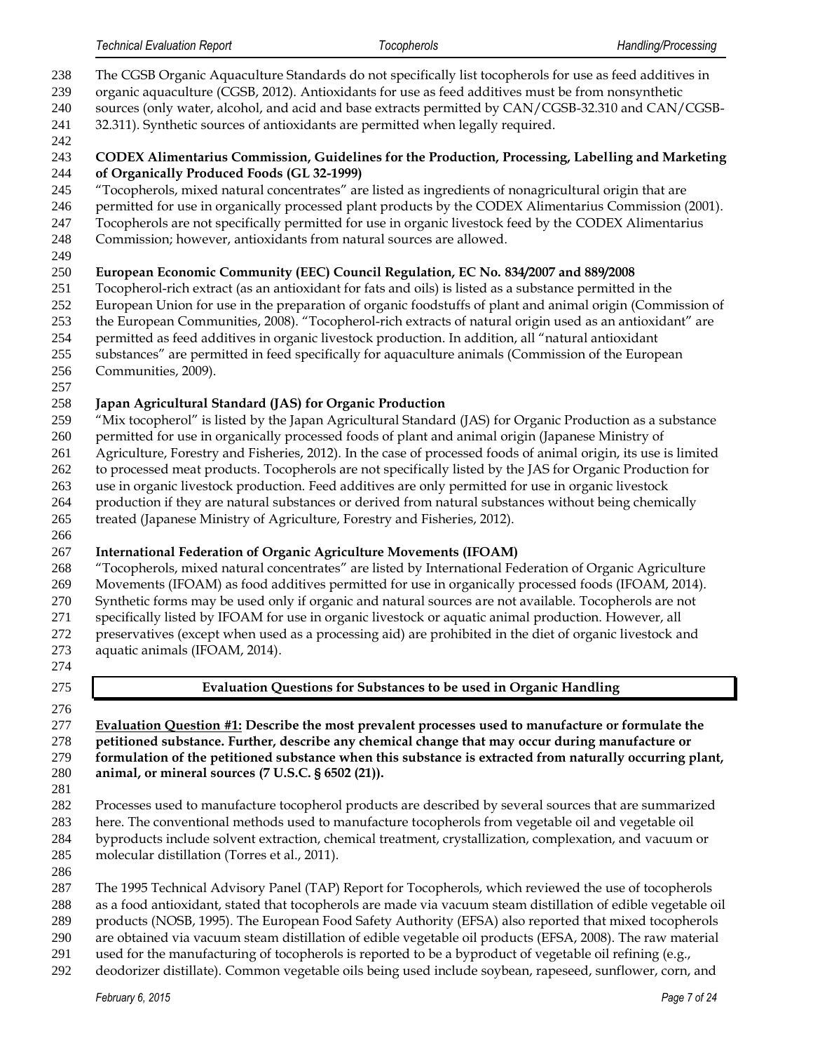The CGSB Organic Aquaculture Standards do not specifically list tocopherols for use as feed additives in organic aquaculture (CGSB, 2012). Antioxidants for use as feed additives must be from nonsynthetic sources (only water, alcohol, and acid and base extracts permitted by CAN/CGSB-32.310 and CAN/CGSB-32.311). Synthetic sources of antioxidants are permitted when legally required.

**CODEX Alimentarius Commission, Guidelines for the Production, Processing, Labelling and Marketing of Organically Produced Foods (GL 32-1999)**

"Tocopherols, mixed natural concentrates" are listed as ingredients of nonagricultural origin that are permitted for use in organically processed plant products by the CODEX Alimentarius Commission (2001). Tocopherols are not specifically permitted for use in organic livestock feed by the CODEX Alimentarius Commission; however, antioxidants from natural sources are allowed.

**European Economic Community (EEC) Council Regulation, EC No. 834/2007 and 889/2008**

Tocopherol-rich extract (as an antioxidant for fats and oils) is listed as a substance permitted in the European Union for use in the preparation of organic foodstuffs of plant and animal origin (Commission of the European Communities, 2008). "Tocopherol-rich extracts of natural origin used as an antioxidant" are permitted as feed additives in organic livestock production. In addition, all "natural antioxidant substances" are permitted in feed specifically for aquaculture animals (Commission of the European Communities, 2009).

**Japan Agricultural Standard (JAS) for Organic Production**

"Mix tocopherol" is listed by the Japan Agricultural Standard (JAS) for Organic Production as a substance permitted for use in organically processed foods of plant and animal origin (Japanese Ministry of Agriculture, Forestry and Fisheries, 2012). In the case of processed foods of animal origin, its use is limited to processed meat products. Tocopherols are not specifically listed by the JAS for Organic Production for use in organic livestock production. Feed additives are only permitted for use in organic livestock production if they are natural substances or derived from natural substances without being chemically treated (Japanese Ministry of Agriculture, Forestry and Fisheries, 2012).

**International Federation of Organic Agriculture Movements (IFOAM)**

"Tocopherols, mixed natural concentrates" are listed by International Federation of Organic Agriculture Movements (IFOAM) as food additives permitted for use in organically processed foods (IFOAM, 2014). Synthetic forms may be used only if organic and natural sources are not available. Tocopherols are not specifically listed by IFOAM for use in organic livestock or aquatic animal production. However, all preservatives (except when used as a processing aid) are prohibited in the diet of organic livestock and aquatic animals (IFOAM, 2014).

## Evaluation Questions for Substances to be used in Organic Handling

**Evaluation Question #1: Describe the most prevalent processes used to manufacture or formulate the petitioned substance. Further, describe any chemical change that may occur during manufacture or formulation of the petitioned substance when this substance is extracted from naturally occurring plant, animal, or mineral sources (7 U.S.C. § 6502 (21)).**

Processes used to manufacture tocopherol products are described by several sources that are summarized here. The conventional methods used to manufacture tocopherols from vegetable oil and vegetable oil byproducts include solvent extraction, chemical treatment, crystallization, complexation, and vacuum or molecular distillation (Torres et al., 2011).

The 1995 Technical Advisory Panel (TAP) Report for Tocopherols, which reviewed the use of tocopherols as a food antioxidant, stated that tocopherols are made via vacuum steam distillation of edible vegetable oil products (NOSB, 1995). The European Food Safety Authority (EFSA) also reported that mixed tocopherols are obtained via vacuum steam distillation of edible vegetable oil products (EFSA, 2008). The raw material used for the manufacturing of tocopherols is reported to be a byproduct of vegetable oil refining (e.g., deodorizer distillate). Common vegetable oils being used include soybean, rapeseed, sunflower, corn, and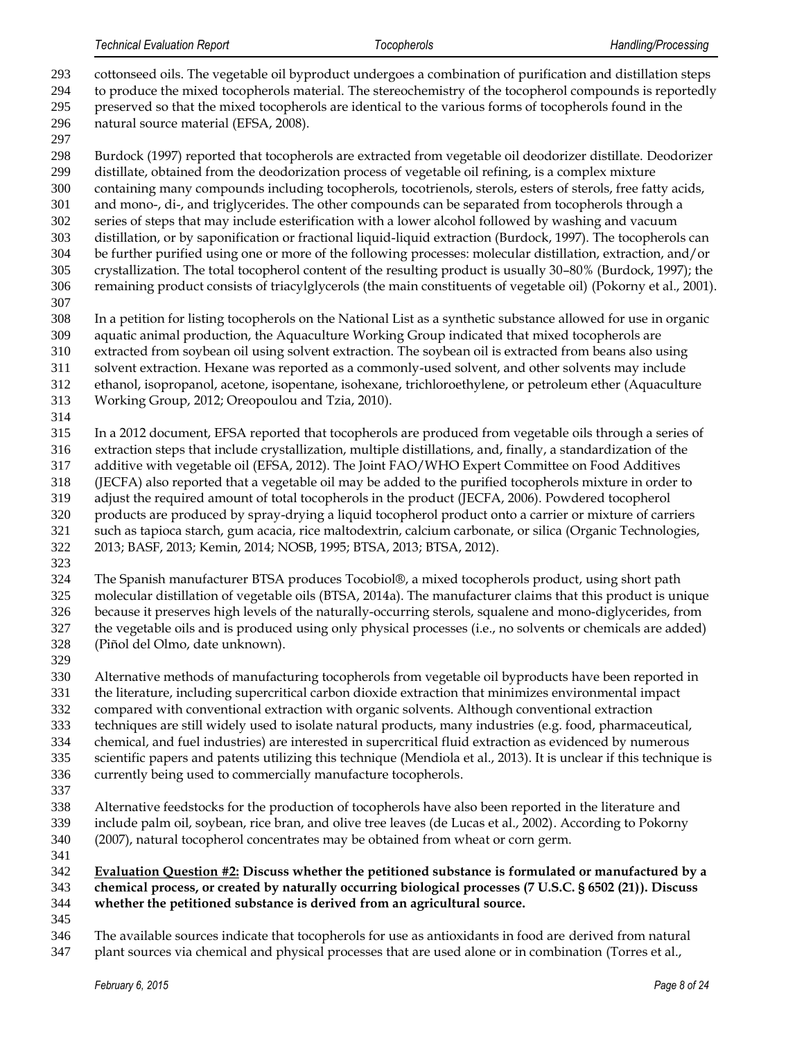cottonseed oils. The vegetable oil byproduct undergoes a combination of purification and distillation steps to produce the mixed tocopherols material. The stereochemistry of the tocopherol compounds is reportedly preserved so that the mixed tocopherols are identical to the various forms of tocopherols found in the natural source material (EFSA, 2008).

Burdock (1997) reported that tocopherols are extracted from vegetable oil deodorizer distillate. Deodorizer distillate, obtained from the deodorization process of vegetable oil refining, is a complex mixture containing many compounds including tocopherols, tocotrienols, sterols, esters of sterols, free fatty acids, and mono-, di-, and triglycerides. The other compounds can be separated from tocopherols through a series of steps that may include esterification with a lower alcohol followed by washing and vacuum distillation, or by saponification or fractional liquid-liquid extraction (Burdock, 1997). The tocopherols can be further purified using one or more of the following processes: molecular distillation, extraction, and/or crystallization. The total tocopherol content of the resulting product is usually 30–80% (Burdock, 1997); the remaining product consists of triacylglycerols (the main constituents of vegetable oil) (Pokorny et al., 2001).

In a petition for listing tocopherols on the National List as a synthetic substance allowed for use in organic aquatic animal production, the Aquaculture Working Group indicated that mixed tocopherols are extracted from soybean oil using solvent extraction. The soybean oil is extracted from beans also using solvent extraction. Hexane was reported as a commonly-used solvent, and other solvents may include ethanol, isopropanol, acetone, isopentane, isohexane, trichloroethylene, or petroleum ether (Aquaculture Working Group, 2012; Oreopoulou and Tzia, 2010).

In a 2012 document, EFSA reported that tocopherols are produced from vegetable oils through a series of extraction steps that include crystallization, multiple distillations, and, finally, a standardization of the additive with vegetable oil (EFSA, 2012). The Joint FAO/WHO Expert Committee on Food Additives (JECFA) also reported that a vegetable oil may be added to the purified tocopherols mixture in order to adjust the required amount of total tocopherols in the product (JECFA, 2006). Powdered tocopherol products are produced by spray-drying a liquid tocopherol product onto a carrier or mixture of carriers such as tapioca starch, gum acacia, rice maltodextrin, calcium carbonate, or silica (Organic Technologies, 2013; BASF, 2013; Kemin, 2014; NOSB, 1995; BTSA, 2013; BTSA, 2012).

The Spanish manufacturer BTSA produces Tocobiol®, a mixed tocopherols product, using short path molecular distillation of vegetable oils (BTSA, 2014a). The manufacturer claims that this product is unique because it preserves high levels of the naturally-occurring sterols, squalene and mono-diglycerides, from the vegetable oils and is produced using only physical processes (i.e., no solvents or chemicals are added) (Piñol del Olmo, date unknown).

Alternative methods of manufacturing tocopherols from vegetable oil byproducts have been reported in the literature, including supercritical carbon dioxide extraction that minimizes environmental impact compared with conventional extraction with organic solvents. Although conventional extraction techniques are still widely used to isolate natural products, many industries (e.g. food, pharmaceutical, chemical, and fuel industries) are interested in supercritical fluid extraction as evidenced by numerous scientific papers and patents utilizing this technique (Mendiola et al., 2013). It is unclear if this technique is currently being used to commercially manufacture tocopherols.

Alternative feedstocks for the production of tocopherols have also been reported in the literature and include palm oil, soybean, rice bran, and olive tree leaves (de Lucas et al., 2002). According to Pokorny (2007), natural tocopherol concentrates may be obtained from wheat or corn germ.

**Evaluation Question #2: Discuss whether the petitioned substance is formulated or manufactured by a chemical process, or created by naturally occurring biological processes (7 U.S.C. § 6502 (21)). Discuss whether the petitioned substance is derived from an agricultural source.**

The available sources indicate that tocopherols for use as antioxidants in food are derived from natural plant sources via chemical and physical processes that are used alone or in combination (Torres et al.,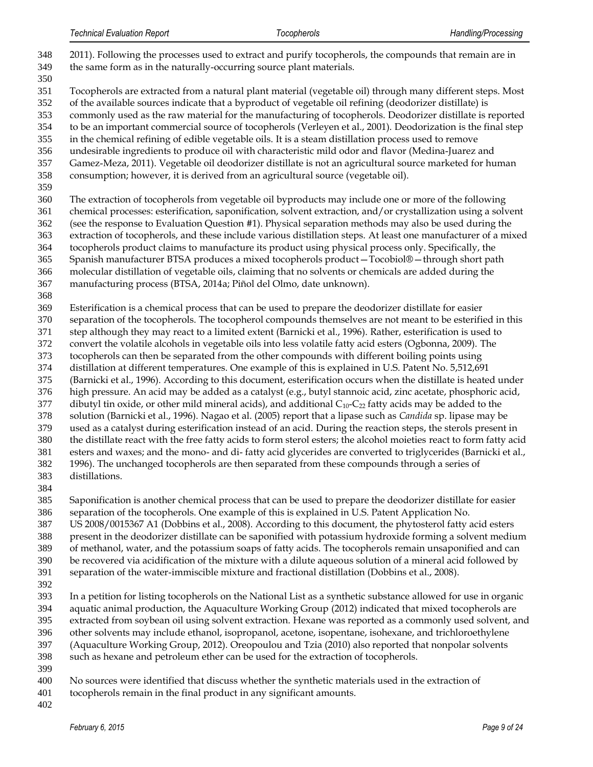2011). Following the processes used to extract and purify tocopherols, the compounds that remain are in the same form as in the naturally-occurring source plant materials.

Tocopherols are extracted from a natural plant material (vegetable oil) through many different steps. Most of the available sources indicate that a byproduct of vegetable oil refining (deodorizer distillate) is commonly used as the raw material for the manufacturing of tocopherols. Deodorizer distillate is reported to be an important commercial source of tocopherols (Verleyen et al., 2001). Deodorization is the final step in the chemical refining of edible vegetable oils. It is a steam distillation process used to remove undesirable ingredients to produce oil with characteristic mild odor and flavor (Medina-Juarez and Gamez-Meza, 2011). Vegetable oil deodorizer distillate is not an agricultural source marketed for human consumption; however, it is derived from an agricultural source (vegetable oil).

The extraction of tocopherols from vegetable oil byproducts may include one or more of the following chemical processes: esterification, saponification, solvent extraction, and/or crystallization using a solvent (see the response to Evaluation Question #1). Physical separation methods may also be used during the extraction of tocopherols, and these include various distillation steps. At least one manufacturer of a mixed tocopherols product claims to manufacture its product using physical process only. Specifically, the Spanish manufacturer BTSA produces a mixed tocopherols product—Tocobiol®—through short path molecular distillation of vegetable oils, claiming that no solvents or chemicals are added during the manufacturing process (BTSA, 2014a; Piñol del Olmo, date unknown).

Esterification is a chemical process that can be used to prepare the deodorizer distillate for easier separation of the tocopherols. The tocopherol compounds themselves are not meant to be esterified in this step although they may react to a limited extent (Barnicki et al., 1996). Rather, esterification is used to convert the volatile alcohols in vegetable oils into less volatile fatty acid esters (Ogbonna, 2009). The tocopherols can then be separated from the other compounds with different boiling points using distillation at different temperatures. One example of this is explained in U.S. Patent No. 5,512,691 (Barnicki et al., 1996). According to this document, esterification occurs when the distillate is heated under high pressure. An acid may be added as a catalyst (e.g., butyl stannoic acid, zinc acetate, phosphoric acid, dibutyl tin oxide, or other mild mineral acids), and additional $C_{10}$-$C_{22}$ fatty acids may be added to the solution (Barnicki et al., 1996). Nagao et al. (2005) report that a lipase such as *Candida* sp. lipase may be used as a catalyst during esterification instead of an acid. During the reaction steps, the sterols present in the distillate react with the free fatty acids to form sterol esters; the alcohol moieties react to form fatty acid esters and waxes; and the mono- and di- fatty acid glycerides are converted to triglycerides (Barnicki et al., 1996). The unchanged tocopherols are then separated from these compounds through a series of distillations.

Saponification is another chemical process that can be used to prepare the deodorizer distillate for easier separation of the tocopherols. One example of this is explained in U.S. Patent Application No. US 2008/0015367 A1 (Dobbins et al., 2008). According to this document, the phytosterol fatty acid esters present in the deodorizer distillate can be saponified with potassium hydroxide forming a solvent medium of methanol, water, and the potassium soaps of fatty acids. The tocopherols remain unsaponified and can be recovered via acidification of the mixture with a dilute aqueous solution of a mineral acid followed by separation of the water-immiscible mixture and fractional distillation (Dobbins et al., 2008).

In a petition for listing tocopherols on the National List as a synthetic substance allowed for use in organic aquatic animal production, the Aquaculture Working Group (2012) indicated that mixed tocopherols are extracted from soybean oil using solvent extraction. Hexane was reported as a commonly used solvent, and other solvents may include ethanol, isopropanol, acetone, isopentane, isohexane, and trichloroethylene (Aquaculture Working Group, 2012). Oreopoulou and Tzia (2010) also reported that nonpolar solvents such as hexane and petroleum ether can be used for the extraction of tocopherols.

No sources were identified that discuss whether the synthetic materials used in the extraction of tocopherols remain in the final product in any significant amounts.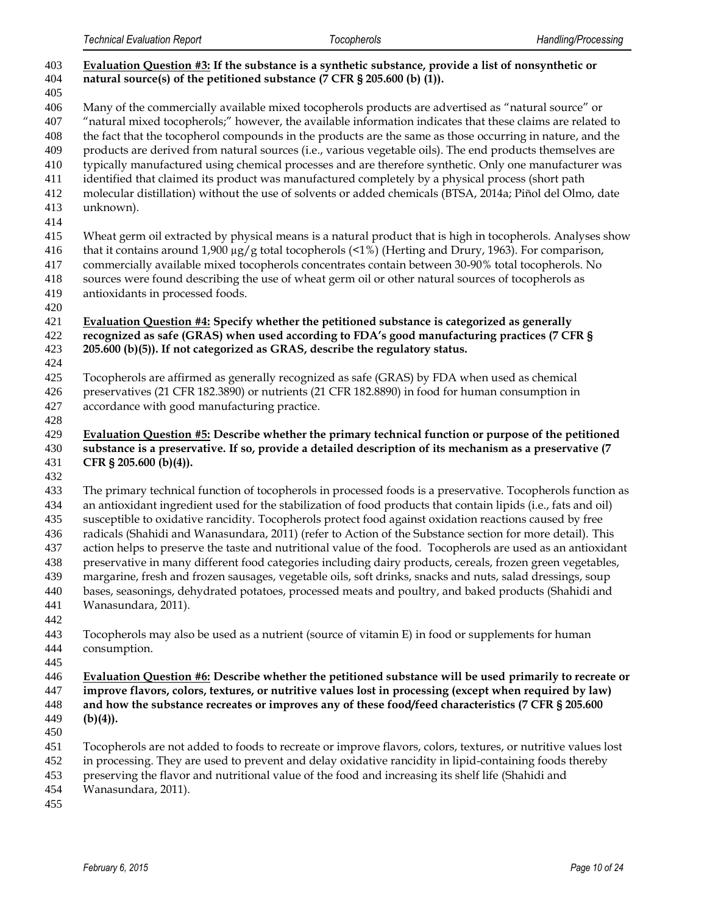**Evaluation Question #3: If the substance is a synthetic substance, provide a list of nonsynthetic or natural source(s) of the petitioned substance (7 CFR § 205.600 (b) (1)).**

Many of the commercially available mixed tocopherols products are advertised as "natural source" or "natural mixed tocopherols;" however, the available information indicates that these claims are related to the fact that the tocopherol compounds in the products are the same as those occurring in nature, and the products are derived from natural sources (i.e., various vegetable oils). The end products themselves are typically manufactured using chemical processes and are therefore synthetic. Only one manufacturer was identified that claimed its product was manufactured completely by a physical process (short path molecular distillation) without the use of solvents or added chemicals (BTSA, 2014a; Piñol del Olmo, date unknown).

Wheat germ oil extracted by physical means is a natural product that is high in tocopherols. Analyses show that it contains around 1,900 µg/g total tocopherols (<1%) (Herting and Drury, 1963). For comparison, commercially available mixed tocopherols concentrates contain between 30-90% total tocopherols. No sources were found describing the use of wheat germ oil or other natural sources of tocopherols as antioxidants in processed foods.

**Evaluation Question #4: Specify whether the petitioned substance is categorized as generally recognized as safe (GRAS) when used according to FDA's good manufacturing practices (7 CFR § 205.600 (b)(5)). If not categorized as GRAS, describe the regulatory status.**

Tocopherols are affirmed as generally recognized as safe (GRAS) by FDA when used as chemical preservatives (21 CFR 182.3890) or nutrients (21 CFR 182.8890) in food for human consumption in accordance with good manufacturing practice.

**Evaluation Question #5: Describe whether the primary technical function or purpose of the petitioned substance is a preservative. If so, provide a detailed description of its mechanism as a preservative (7 CFR § 205.600 (b)(4)).**

The primary technical function of tocopherols in processed foods is a preservative. Tocopherols function as an antioxidant ingredient used for the stabilization of food products that contain lipids (i.e., fats and oil) susceptible to oxidative rancidity. Tocopherols protect food against oxidation reactions caused by free radicals (Shahidi and Wanasundara, 2011) (refer to Action of the Substance section for more detail). This action helps to preserve the taste and nutritional value of the food. Tocopherols are used as an antioxidant preservative in many different food categories including dairy products, cereals, frozen green vegetables, margarine, fresh and frozen sausages, vegetable oils, soft drinks, snacks and nuts, salad dressings, soup bases, seasonings, dehydrated potatoes, processed meats and poultry, and baked products (Shahidi and Wanasundara, 2011).

Tocopherols may also be used as a nutrient (source of vitamin E) in food or supplements for human consumption.

**Evaluation Question #6: Describe whether the petitioned substance will be used primarily to recreate or improve flavors, colors, textures, or nutritive values lost in processing (except when required by law) and how the substance recreates or improves any of these food/feed characteristics (7 CFR § 205.600 (b)(4)).**

Tocopherols are not added to foods to recreate or improve flavors, colors, textures, or nutritive values lost in processing. They are used to prevent and delay oxidative rancidity in lipid-containing foods thereby preserving the flavor and nutritional value of the food and increasing its shelf life (Shahidi and Wanasundara, 2011).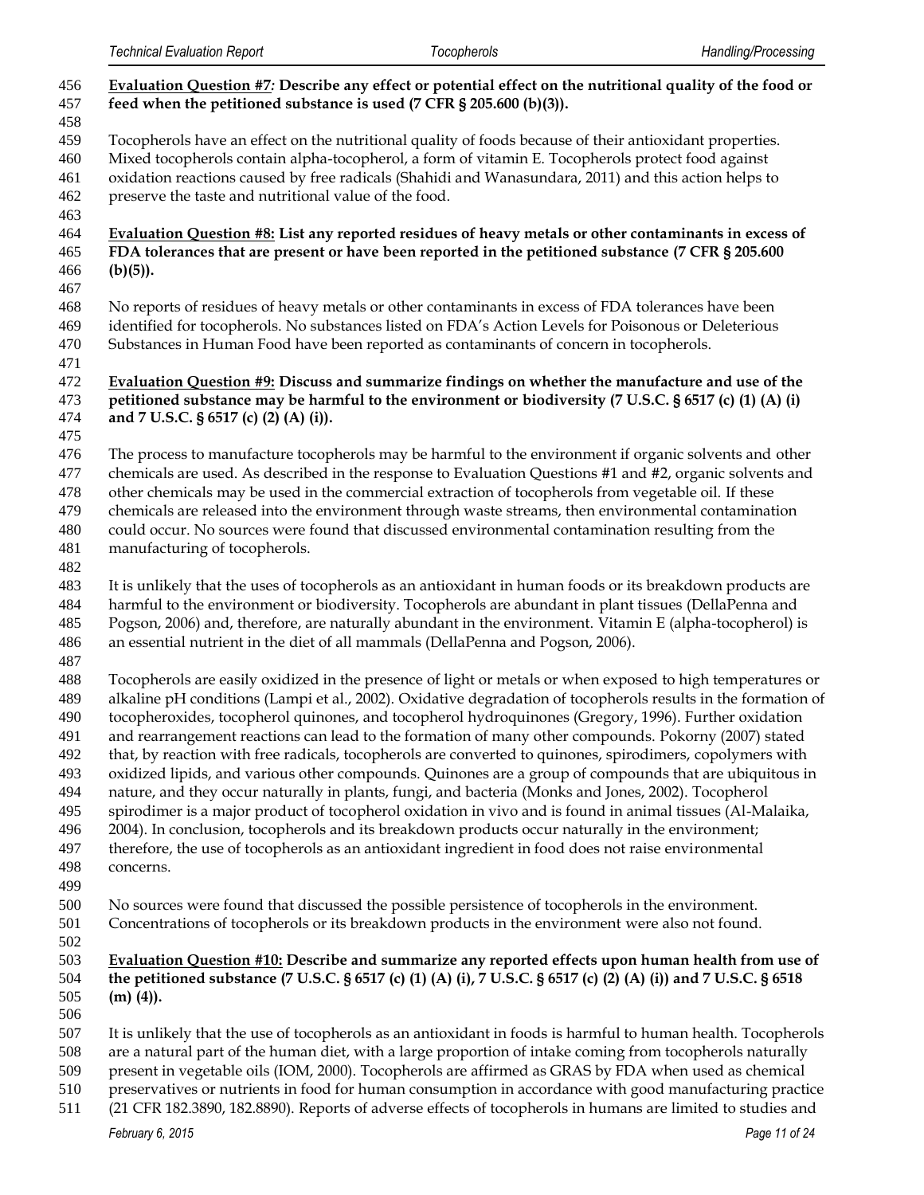**<u>Evaluation Question #7</u>*:* Describe any effect or potential effect on the nutritional quality of the food or feed when the petitioned substance is used (7 CFR § 205.600 (b)(3)).**

Tocopherols have an effect on the nutritional quality of foods because of their antioxidant properties. Mixed tocopherols contain alpha-tocopherol, a form of vitamin E. Tocopherols protect food against oxidation reactions caused by free radicals (Shahidi and Wanasundara, 2011) and this action helps to preserve the taste and nutritional value of the food.

**<u>Evaluation Question #8:</u> List any reported residues of heavy metals or other contaminants in excess of FDA tolerances that are present or have been reported in the petitioned substance (7 CFR § 205.600 (b)(5)).**

No reports of residues of heavy metals or other contaminants in excess of FDA tolerances have been identified for tocopherols. No substances listed on FDA's Action Levels for Poisonous or Deleterious Substances in Human Food have been reported as contaminants of concern in tocopherols.

**<u>Evaluation Question #9:</u> Discuss and summarize findings on whether the manufacture and use of the petitioned substance may be harmful to the environment or biodiversity (7 U.S.C. § 6517 (c) (1) (A) (i) and 7 U.S.C. § 6517 (c) (2) (A) (i)).**

The process to manufacture tocopherols may be harmful to the environment if organic solvents and other chemicals are used. As described in the response to Evaluation Questions #1 and #2, organic solvents and other chemicals may be used in the commercial extraction of tocopherols from vegetable oil. If these chemicals are released into the environment through waste streams, then environmental contamination could occur. No sources were found that discussed environmental contamination resulting from the manufacturing of tocopherols.

It is unlikely that the uses of tocopherols as an antioxidant in human foods or its breakdown products are harmful to the environment or biodiversity. Tocopherols are abundant in plant tissues (DellaPenna and Pogson, 2006) and, therefore, are naturally abundant in the environment. Vitamin E (alpha-tocopherol) is an essential nutrient in the diet of all mammals (DellaPenna and Pogson, 2006).

Tocopherols are easily oxidized in the presence of light or metals or when exposed to high temperatures or alkaline pH conditions (Lampi et al., 2002). Oxidative degradation of tocopherols results in the formation of tocopheroxides, tocopherol quinones, and tocopherol hydroquinones (Gregory, 1996). Further oxidation and rearrangement reactions can lead to the formation of many other compounds. Pokorny (2007) stated that, by reaction with free radicals, tocopherols are converted to quinones, spirodimers, copolymers with oxidized lipids, and various other compounds. Quinones are a group of compounds that are ubiquitous in nature, and they occur naturally in plants, fungi, and bacteria (Monks and Jones, 2002). Tocopherol spirodimer is a major product of tocopherol oxidation in vivo and is found in animal tissues (Al-Malaika, 2004). In conclusion, tocopherols and its breakdown products occur naturally in the environment; therefore, the use of tocopherols as an antioxidant ingredient in food does not raise environmental concerns.

No sources were found that discussed the possible persistence of tocopherols in the environment. Concentrations of tocopherols or its breakdown products in the environment were also not found.

**<u>Evaluation Question #10:</u> Describe and summarize any reported effects upon human health from use of the petitioned substance (7 U.S.C. § 6517 (c) (1) (A) (i), 7 U.S.C. § 6517 (c) (2) (A) (i)) and 7 U.S.C. § 6518 (m) (4)).**

It is unlikely that the use of tocopherols as an antioxidant in foods is harmful to human health. Tocopherols are a natural part of the human diet, with a large proportion of intake coming from tocopherols naturally present in vegetable oils (IOM, 2000). Tocopherols are affirmed as GRAS by FDA when used as chemical preservatives or nutrients in food for human consumption in accordance with good manufacturing practice (21 CFR 182.3890, 182.8890). Reports of adverse effects of tocopherols in humans are limited to studies and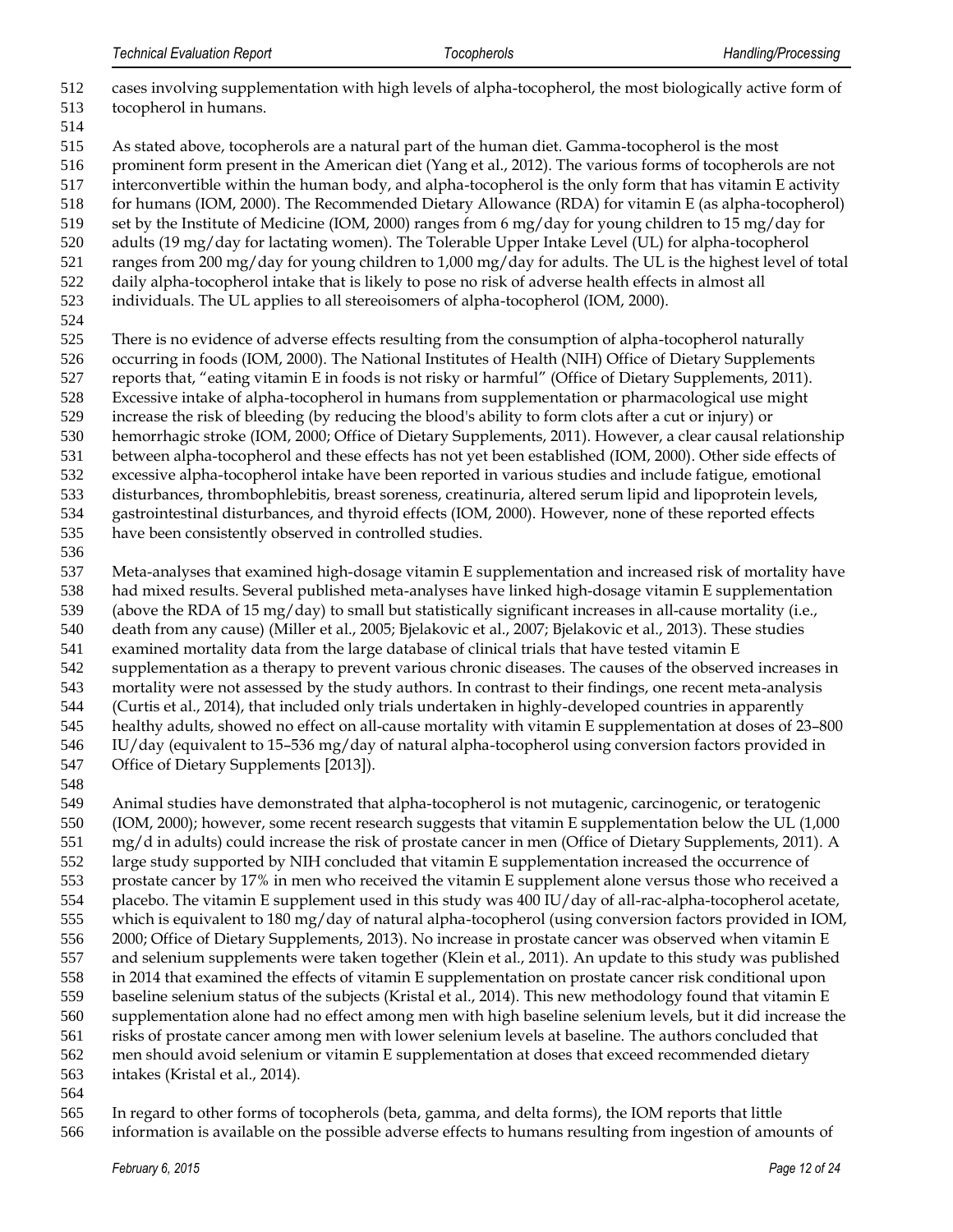cases involving supplementation with high levels of alpha-tocopherol, the most biologically active form of tocopherol in humans.

As stated above, tocopherols are a natural part of the human diet. Gamma-tocopherol is the most prominent form present in the American diet (Yang et al., 2012). The various forms of tocopherols are not interconvertible within the human body, and alpha-tocopherol is the only form that has vitamin E activity for humans (IOM, 2000). The Recommended Dietary Allowance (RDA) for vitamin E (as alpha-tocopherol) set by the Institute of Medicine (IOM, 2000) ranges from 6 mg/day for young children to 15 mg/day for adults (19 mg/day for lactating women). The Tolerable Upper Intake Level (UL) for alpha-tocopherol ranges from 200 mg/day for young children to 1,000 mg/day for adults. The UL is the highest level of total daily alpha-tocopherol intake that is likely to pose no risk of adverse health effects in almost all individuals. The UL applies to all stereoisomers of alpha-tocopherol (IOM, 2000).

There is no evidence of adverse effects resulting from the consumption of alpha-tocopherol naturally occurring in foods (IOM, 2000). The National Institutes of Health (NIH) Office of Dietary Supplements reports that, "eating vitamin E in foods is not risky or harmful" (Office of Dietary Supplements, 2011). Excessive intake of alpha-tocopherol in humans from supplementation or pharmacological use might increase the risk of bleeding (by reducing the blood's ability to form clots after a cut or injury) or hemorrhagic stroke (IOM, 2000; Office of Dietary Supplements, 2011). However, a clear causal relationship between alpha-tocopherol and these effects has not yet been established (IOM, 2000). Other side effects of excessive alpha-tocopherol intake have been reported in various studies and include fatigue, emotional disturbances, thrombophlebitis, breast soreness, creatinuria, altered serum lipid and lipoprotein levels, gastrointestinal disturbances, and thyroid effects (IOM, 2000). However, none of these reported effects have been consistently observed in controlled studies.

Meta-analyses that examined high-dosage vitamin E supplementation and increased risk of mortality have had mixed results. Several published meta-analyses have linked high-dosage vitamin E supplementation (above the RDA of 15 mg/day) to small but statistically significant increases in all-cause mortality (i.e., death from any cause) (Miller et al., 2005; Bjelakovic et al., 2007; Bjelakovic et al., 2013). These studies examined mortality data from the large database of clinical trials that have tested vitamin E supplementation as a therapy to prevent various chronic diseases. The causes of the observed increases in mortality were not assessed by the study authors. In contrast to their findings, one recent meta-analysis (Curtis et al., 2014), that included only trials undertaken in highly-developed countries in apparently healthy adults, showed no effect on all-cause mortality with vitamin E supplementation at doses of 23–800 IU/day (equivalent to 15–536 mg/day of natural alpha-tocopherol using conversion factors provided in Office of Dietary Supplements [2013]).

Animal studies have demonstrated that alpha-tocopherol is not mutagenic, carcinogenic, or teratogenic (IOM, 2000); however, some recent research suggests that vitamin E supplementation below the UL (1,000 mg/d in adults) could increase the risk of prostate cancer in men (Office of Dietary Supplements, 2011). A large study supported by NIH concluded that vitamin E supplementation increased the occurrence of prostate cancer by 17% in men who received the vitamin E supplement alone versus those who received a placebo. The vitamin E supplement used in this study was 400 IU/day of all-rac-alpha-tocopherol acetate, which is equivalent to 180 mg/day of natural alpha-tocopherol (using conversion factors provided in IOM, 2000; Office of Dietary Supplements, 2013). No increase in prostate cancer was observed when vitamin E and selenium supplements were taken together (Klein et al., 2011). An update to this study was published in 2014 that examined the effects of vitamin E supplementation on prostate cancer risk conditional upon baseline selenium status of the subjects (Kristal et al., 2014). This new methodology found that vitamin E supplementation alone had no effect among men with high baseline selenium levels, but it did increase the risks of prostate cancer among men with lower selenium levels at baseline. The authors concluded that men should avoid selenium or vitamin E supplementation at doses that exceed recommended dietary intakes (Kristal et al., 2014).

In regard to other forms of tocopherols (beta, gamma, and delta forms), the IOM reports that little information is available on the possible adverse effects to humans resulting from ingestion of amounts of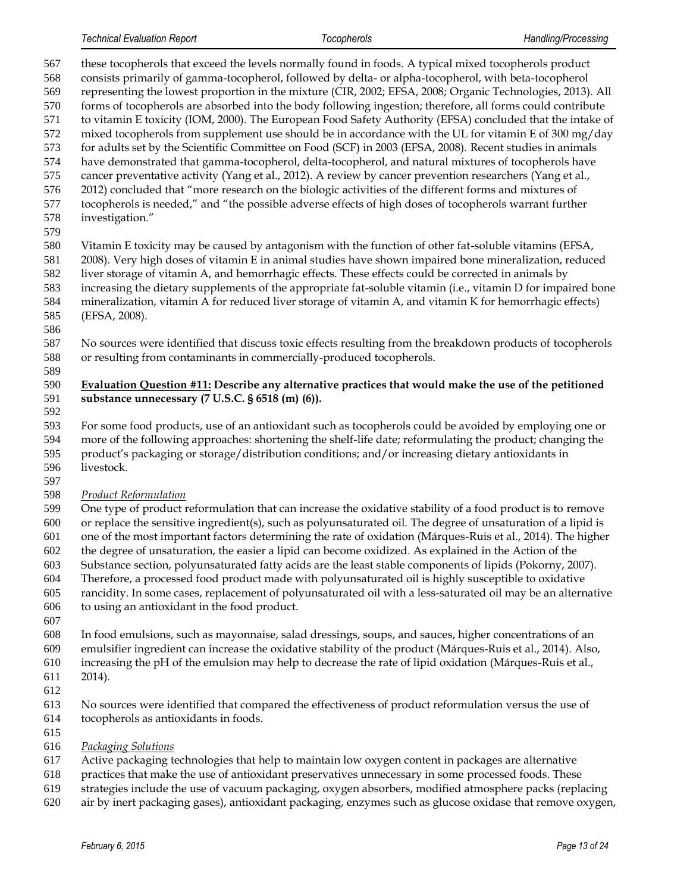these tocopherols that exceed the levels normally found in foods. A typical mixed tocopherols product consists primarily of gamma-tocopherol, followed by delta- or alpha-tocopherol, with beta-tocopherol representing the lowest proportion in the mixture (CIR, 2002; EFSA, 2008; Organic Technologies, 2013). All forms of tocopherols are absorbed into the body following ingestion; therefore, all forms could contribute to vitamin E toxicity (IOM, 2000). The European Food Safety Authority (EFSA) concluded that the intake of mixed tocopherols from supplement use should be in accordance with the UL for vitamin E of 300 mg/day for adults set by the Scientific Committee on Food (SCF) in 2003 (EFSA, 2008). Recent studies in animals have demonstrated that gamma-tocopherol, delta-tocopherol, and natural mixtures of tocopherols have cancer preventative activity (Yang et al., 2012). A review by cancer prevention researchers (Yang et al., 2012) concluded that "more research on the biologic activities of the different forms and mixtures of tocopherols is needed," and "the possible adverse effects of high doses of tocopherols warrant further investigation."

Vitamin E toxicity may be caused by antagonism with the function of other fat-soluble vitamins (EFSA, 2008). Very high doses of vitamin E in animal studies have shown impaired bone mineralization, reduced liver storage of vitamin A, and hemorrhagic effects. These effects could be corrected in animals by increasing the dietary supplements of the appropriate fat-soluble vitamin (i.e., vitamin D for impaired bone mineralization, vitamin A for reduced liver storage of vitamin A, and vitamin K for hemorrhagic effects) (EFSA, 2008).

No sources were identified that discuss toxic effects resulting from the breakdown products of tocopherols or resulting from contaminants in commercially-produced tocopherols.

**Evaluation Question #11: Describe any alternative practices that would make the use of the petitioned substance unnecessary (7 U.S.C. § 6518 (m) (6)).**

For some food products, use of an antioxidant such as tocopherols could be avoided by employing one or more of the following approaches: shortening the shelf-life date; reformulating the product; changing the product's packaging or storage/distribution conditions; and/or increasing dietary antioxidants in livestock.

*Product Reformulation*

One type of product reformulation that can increase the oxidative stability of a food product is to remove or replace the sensitive ingredient(s), such as polyunsaturated oil. The degree of unsaturation of a lipid is one of the most important factors determining the rate of oxidation (Márques-Ruis et al., 2014). The higher the degree of unsaturation, the easier a lipid can become oxidized. As explained in the Action of the Substance section, polyunsaturated fatty acids are the least stable components of lipids (Pokorny, 2007). Therefore, a processed food product made with polyunsaturated oil is highly susceptible to oxidative rancidity. In some cases, replacement of polyunsaturated oil with a less-saturated oil may be an alternative to using an antioxidant in the food product.

In food emulsions, such as mayonnaise, salad dressings, soups, and sauces, higher concentrations of an emulsifier ingredient can increase the oxidative stability of the product (Márques-Ruis et al., 2014). Also, increasing the pH of the emulsion may help to decrease the rate of lipid oxidation (Márques-Ruis et al., 2014).

No sources were identified that compared the effectiveness of product reformulation versus the use of tocopherols as antioxidants in foods.

*Packaging Solutions*

Active packaging technologies that help to maintain low oxygen content in packages are alternative practices that make the use of antioxidant preservatives unnecessary in some processed foods. These strategies include the use of vacuum packaging, oxygen absorbers, modified atmosphere packs (replacing air by inert packaging gases), antioxidant packaging, enzymes such as glucose oxidase that remove oxygen,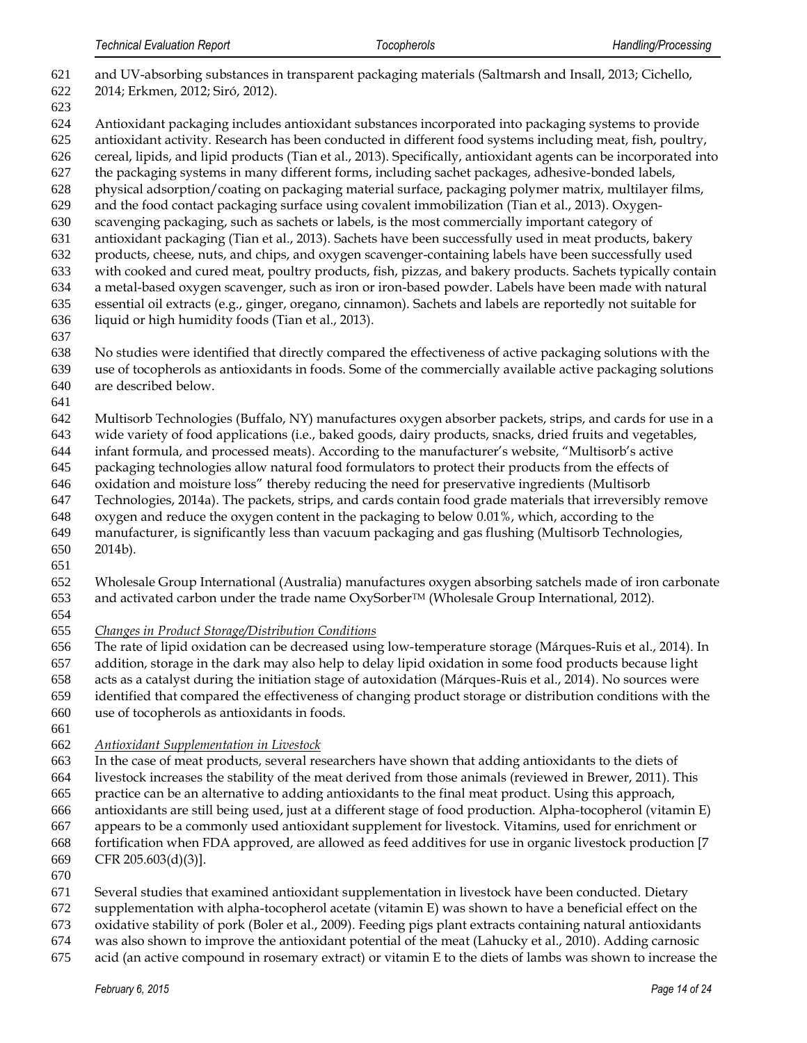and UV-absorbing substances in transparent packaging materials (Saltmarsh and Insall, 2013; Cichello, 2014; Erkmen, 2012; Siró, 2012).

Antioxidant packaging includes antioxidant substances incorporated into packaging systems to provide antioxidant activity. Research has been conducted in different food systems including meat, fish, poultry, cereal, lipids, and lipid products (Tian et al., 2013). Specifically, antioxidant agents can be incorporated into the packaging systems in many different forms, including sachet packages, adhesive-bonded labels, physical adsorption/coating on packaging material surface, packaging polymer matrix, multilayer films, and the food contact packaging surface using covalent immobilization (Tian et al., 2013). Oxygen-scavenging packaging, such as sachets or labels, is the most commercially important category of antioxidant packaging (Tian et al., 2013). Sachets have been successfully used in meat products, bakery products, cheese, nuts, and chips, and oxygen scavenger-containing labels have been successfully used with cooked and cured meat, poultry products, fish, pizzas, and bakery products. Sachets typically contain a metal-based oxygen scavenger, such as iron or iron-based powder. Labels have been made with natural essential oil extracts (e.g., ginger, oregano, cinnamon). Sachets and labels are reportedly not suitable for liquid or high humidity foods (Tian et al., 2013).

No studies were identified that directly compared the effectiveness of active packaging solutions with the use of tocopherols as antioxidants in foods. Some of the commercially available active packaging solutions are described below.

Multisorb Technologies (Buffalo, NY) manufactures oxygen absorber packets, strips, and cards for use in a wide variety of food applications (i.e., baked goods, dairy products, snacks, dried fruits and vegetables, infant formula, and processed meats). According to the manufacturer's website, "Multisorb's active packaging technologies allow natural food formulators to protect their products from the effects of oxidation and moisture loss" thereby reducing the need for preservative ingredients (Multisorb Technologies, 2014a). The packets, strips, and cards contain food grade materials that irreversibly remove oxygen and reduce the oxygen content in the packaging to below 0.01%, which, according to the manufacturer, is significantly less than vacuum packaging and gas flushing (Multisorb Technologies, 2014b).

Wholesale Group International (Australia) manufactures oxygen absorbing satchels made of iron carbonate and activated carbon under the trade name OxySorber™ (Wholesale Group International, 2012).

*Changes in Product Storage/Distribution Conditions*

The rate of lipid oxidation can be decreased using low-temperature storage (Márques-Ruis et al., 2014). In addition, storage in the dark may also help to delay lipid oxidation in some food products because light acts as a catalyst during the initiation stage of autoxidation (Márques-Ruis et al., 2014). No sources were identified that compared the effectiveness of changing product storage or distribution conditions with the use of tocopherols as antioxidants in foods.

*Antioxidant Supplementation in Livestock*

In the case of meat products, several researchers have shown that adding antioxidants to the diets of livestock increases the stability of the meat derived from those animals (reviewed in Brewer, 2011). This practice can be an alternative to adding antioxidants to the final meat product. Using this approach, antioxidants are still being used, just at a different stage of food production. Alpha-tocopherol (vitamin E) appears to be a commonly used antioxidant supplement for livestock. Vitamins, used for enrichment or fortification when FDA approved, are allowed as feed additives for use in organic livestock production [7 CFR 205.603(d)(3)].

Several studies that examined antioxidant supplementation in livestock have been conducted. Dietary supplementation with alpha-tocopherol acetate (vitamin E) was shown to have a beneficial effect on the oxidative stability of pork (Boler et al., 2009). Feeding pigs plant extracts containing natural antioxidants was also shown to improve the antioxidant potential of the meat (Lahucky et al., 2010). Adding carnosic acid (an active compound in rosemary extract) or vitamin E to the diets of lambs was shown to increase the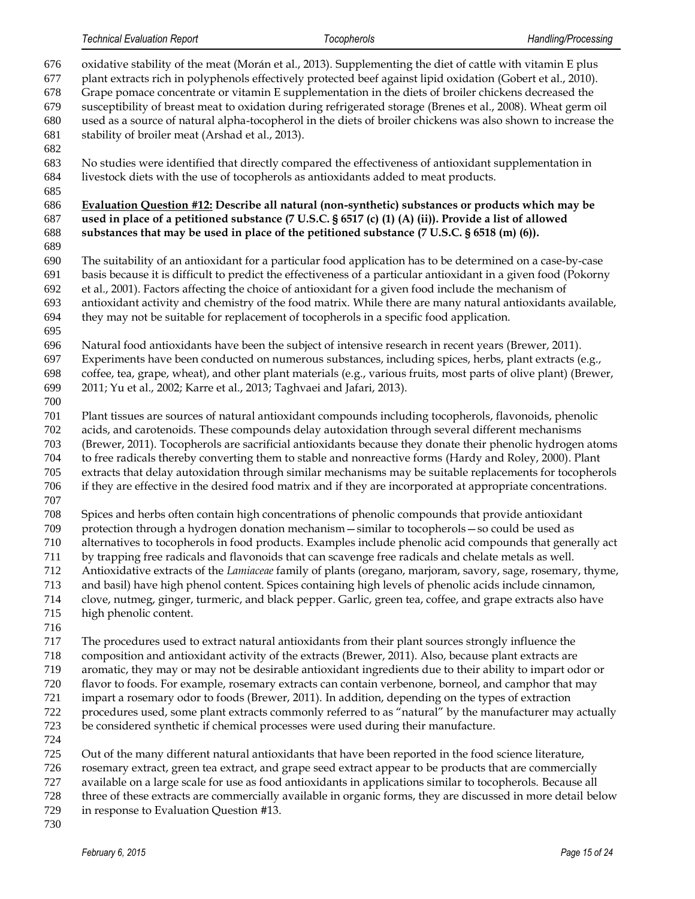oxidative stability of the meat (Morán et al., 2013). Supplementing the diet of cattle with vitamin E plus plant extracts rich in polyphenols effectively protected beef against lipid oxidation (Gobert et al., 2010). Grape pomace concentrate or vitamin E supplementation in the diets of broiler chickens decreased the susceptibility of breast meat to oxidation during refrigerated storage (Brenes et al., 2008). Wheat germ oil used as a source of natural alpha-tocopherol in the diets of broiler chickens was also shown to increase the stability of broiler meat (Arshad et al., 2013).

No studies were identified that directly compared the effectiveness of antioxidant supplementation in livestock diets with the use of tocopherols as antioxidants added to meat products.

**Evaluation Question #12: Describe all natural (non-synthetic) substances or products which may be used in place of a petitioned substance (7 U.S.C. § 6517 (c) (1) (A) (ii)). Provide a list of allowed substances that may be used in place of the petitioned substance (7 U.S.C. § 6518 (m) (6)).**

The suitability of an antioxidant for a particular food application has to be determined on a case-by-case basis because it is difficult to predict the effectiveness of a particular antioxidant in a given food (Pokorny et al., 2001). Factors affecting the choice of antioxidant for a given food include the mechanism of antioxidant activity and chemistry of the food matrix. While there are many natural antioxidants available, they may not be suitable for replacement of tocopherols in a specific food application.

Natural food antioxidants have been the subject of intensive research in recent years (Brewer, 2011). Experiments have been conducted on numerous substances, including spices, herbs, plant extracts (e.g., coffee, tea, grape, wheat), and other plant materials (e.g., various fruits, most parts of olive plant) (Brewer, 2011; Yu et al., 2002; Karre et al., 2013; Taghvaei and Jafari, 2013).

Plant tissues are sources of natural antioxidant compounds including tocopherols, flavonoids, phenolic acids, and carotenoids. These compounds delay autoxidation through several different mechanisms (Brewer, 2011). Tocopherols are sacrificial antioxidants because they donate their phenolic hydrogen atoms to free radicals thereby converting them to stable and nonreactive forms (Hardy and Roley, 2000). Plant extracts that delay autoxidation through similar mechanisms may be suitable replacements for tocopherols if they are effective in the desired food matrix and if they are incorporated at appropriate concentrations.

Spices and herbs often contain high concentrations of phenolic compounds that provide antioxidant protection through a hydrogen donation mechanism—similar to tocopherols—so could be used as alternatives to tocopherols in food products. Examples include phenolic acid compounds that generally act by trapping free radicals and flavonoids that can scavenge free radicals and chelate metals as well. Antioxidative extracts of the *Lamiaceae* family of plants (oregano, marjoram, savory, sage, rosemary, thyme, and basil) have high phenol content. Spices containing high levels of phenolic acids include cinnamon, clove, nutmeg, ginger, turmeric, and black pepper. Garlic, green tea, coffee, and grape extracts also have high phenolic content.

The procedures used to extract natural antioxidants from their plant sources strongly influence the composition and antioxidant activity of the extracts (Brewer, 2011). Also, because plant extracts are aromatic, they may or may not be desirable antioxidant ingredients due to their ability to impart odor or flavor to foods. For example, rosemary extracts can contain verbenone, borneol, and camphor that may impart a rosemary odor to foods (Brewer, 2011). In addition, depending on the types of extraction procedures used, some plant extracts commonly referred to as "natural" by the manufacturer may actually be considered synthetic if chemical processes were used during their manufacture.

Out of the many different natural antioxidants that have been reported in the food science literature, rosemary extract, green tea extract, and grape seed extract appear to be products that are commercially available on a large scale for use as food antioxidants in applications similar to tocopherols. Because all three of these extracts are commercially available in organic forms, they are discussed in more detail below in response to Evaluation Question #13.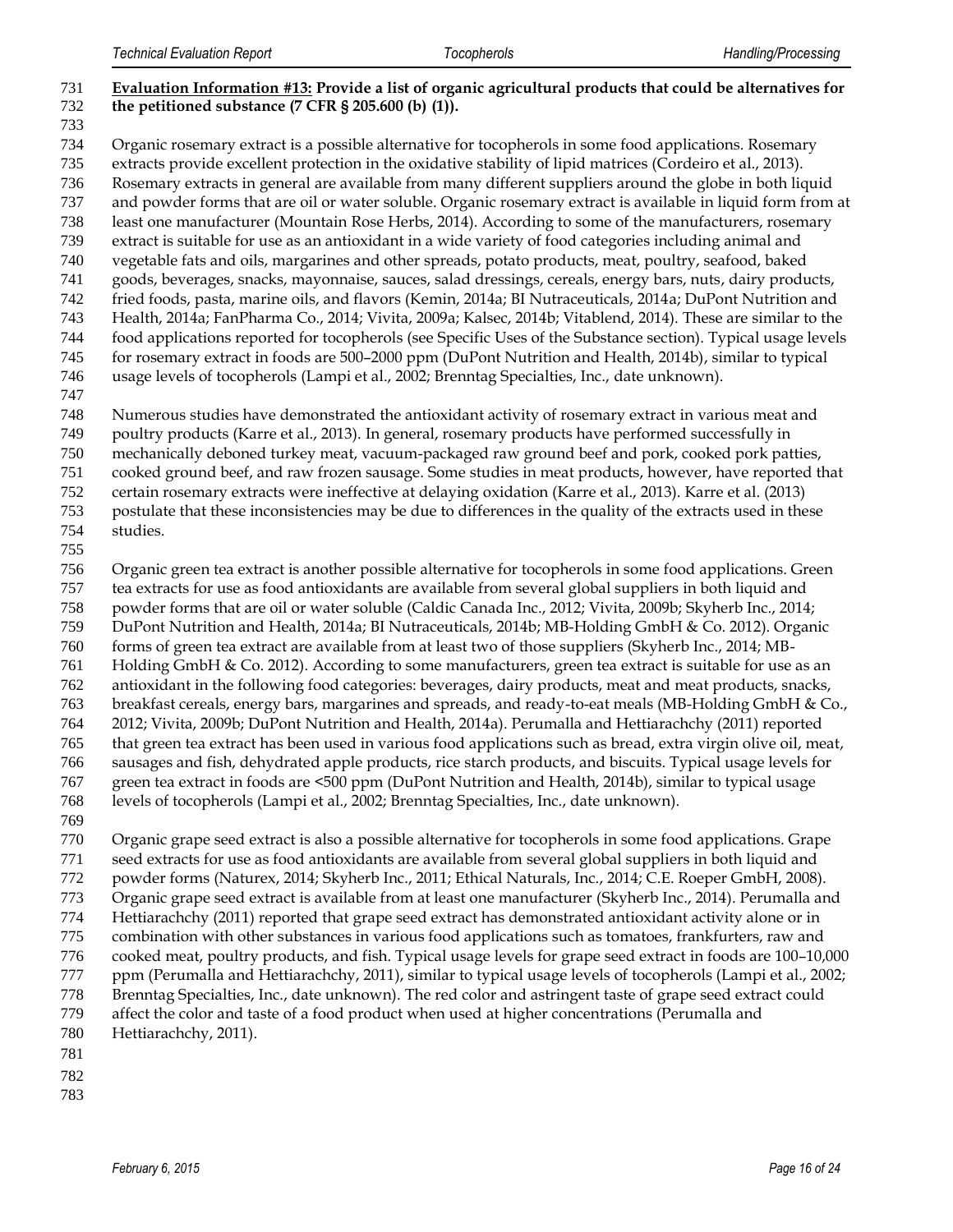**Evaluation Information #13: Provide a list of organic agricultural products that could be alternatives for the petitioned substance (7 CFR § 205.600 (b) (1)).**

Organic rosemary extract is a possible alternative for tocopherols in some food applications. Rosemary extracts provide excellent protection in the oxidative stability of lipid matrices (Cordeiro et al., 2013). Rosemary extracts in general are available from many different suppliers around the globe in both liquid and powder forms that are oil or water soluble. Organic rosemary extract is available in liquid form from at least one manufacturer (Mountain Rose Herbs, 2014). According to some of the manufacturers, rosemary extract is suitable for use as an antioxidant in a wide variety of food categories including animal and vegetable fats and oils, margarines and other spreads, potato products, meat, poultry, seafood, baked goods, beverages, snacks, mayonnaise, sauces, salad dressings, cereals, energy bars, nuts, dairy products, fried foods, pasta, marine oils, and flavors (Kemin, 2014a; BI Nutraceuticals, 2014a; DuPont Nutrition and Health, 2014a; FanPharma Co., 2014; Vivita, 2009a; Kalsec, 2014b; Vitablend, 2014). These are similar to the food applications reported for tocopherols (see Specific Uses of the Substance section). Typical usage levels for rosemary extract in foods are 500–2000 ppm (DuPont Nutrition and Health, 2014b), similar to typical usage levels of tocopherols (Lampi et al., 2002; Brenntag Specialties, Inc., date unknown).

Numerous studies have demonstrated the antioxidant activity of rosemary extract in various meat and poultry products (Karre et al., 2013). In general, rosemary products have performed successfully in mechanically deboned turkey meat, vacuum-packaged raw ground beef and pork, cooked pork patties, cooked ground beef, and raw frozen sausage. Some studies in meat products, however, have reported that certain rosemary extracts were ineffective at delaying oxidation (Karre et al., 2013). Karre et al. (2013) postulate that these inconsistencies may be due to differences in the quality of the extracts used in these studies.

Organic green tea extract is another possible alternative for tocopherols in some food applications. Green tea extracts for use as food antioxidants are available from several global suppliers in both liquid and powder forms that are oil or water soluble (Caldic Canada Inc., 2012; Vivita, 2009b; Skyherb Inc., 2014; DuPont Nutrition and Health, 2014a; BI Nutraceuticals, 2014b; MB-Holding GmbH & Co. 2012). Organic forms of green tea extract are available from at least two of those suppliers (Skyherb Inc., 2014; MB-Holding GmbH & Co. 2012). According to some manufacturers, green tea extract is suitable for use as an antioxidant in the following food categories: beverages, dairy products, meat and meat products, snacks, breakfast cereals, energy bars, margarines and spreads, and ready-to-eat meals (MB-Holding GmbH & Co., 2012; Vivita, 2009b; DuPont Nutrition and Health, 2014a). Perumalla and Hettiarachchy (2011) reported that green tea extract has been used in various food applications such as bread, extra virgin olive oil, meat, sausages and fish, dehydrated apple products, rice starch products, and biscuits. Typical usage levels for green tea extract in foods are <500 ppm (DuPont Nutrition and Health, 2014b), similar to typical usage levels of tocopherols (Lampi et al., 2002; Brenntag Specialties, Inc., date unknown).

Organic grape seed extract is also a possible alternative for tocopherols in some food applications. Grape seed extracts for use as food antioxidants are available from several global suppliers in both liquid and powder forms (Naturex, 2014; Skyherb Inc., 2011; Ethical Naturals, Inc., 2014; C.E. Roeper GmbH, 2008). Organic grape seed extract is available from at least one manufacturer (Skyherb Inc., 2014). Perumalla and Hettiarachchy (2011) reported that grape seed extract has demonstrated antioxidant activity alone or in combination with other substances in various food applications such as tomatoes, frankfurters, raw and cooked meat, poultry products, and fish. Typical usage levels for grape seed extract in foods are 100–10,000 ppm (Perumalla and Hettiarachchy, 2011), similar to typical usage levels of tocopherols (Lampi et al., 2002; Brenntag Specialties, Inc., date unknown). The red color and astringent taste of grape seed extract could affect the color and taste of a food product when used at higher concentrations (Perumalla and Hettiarachchy, 2011).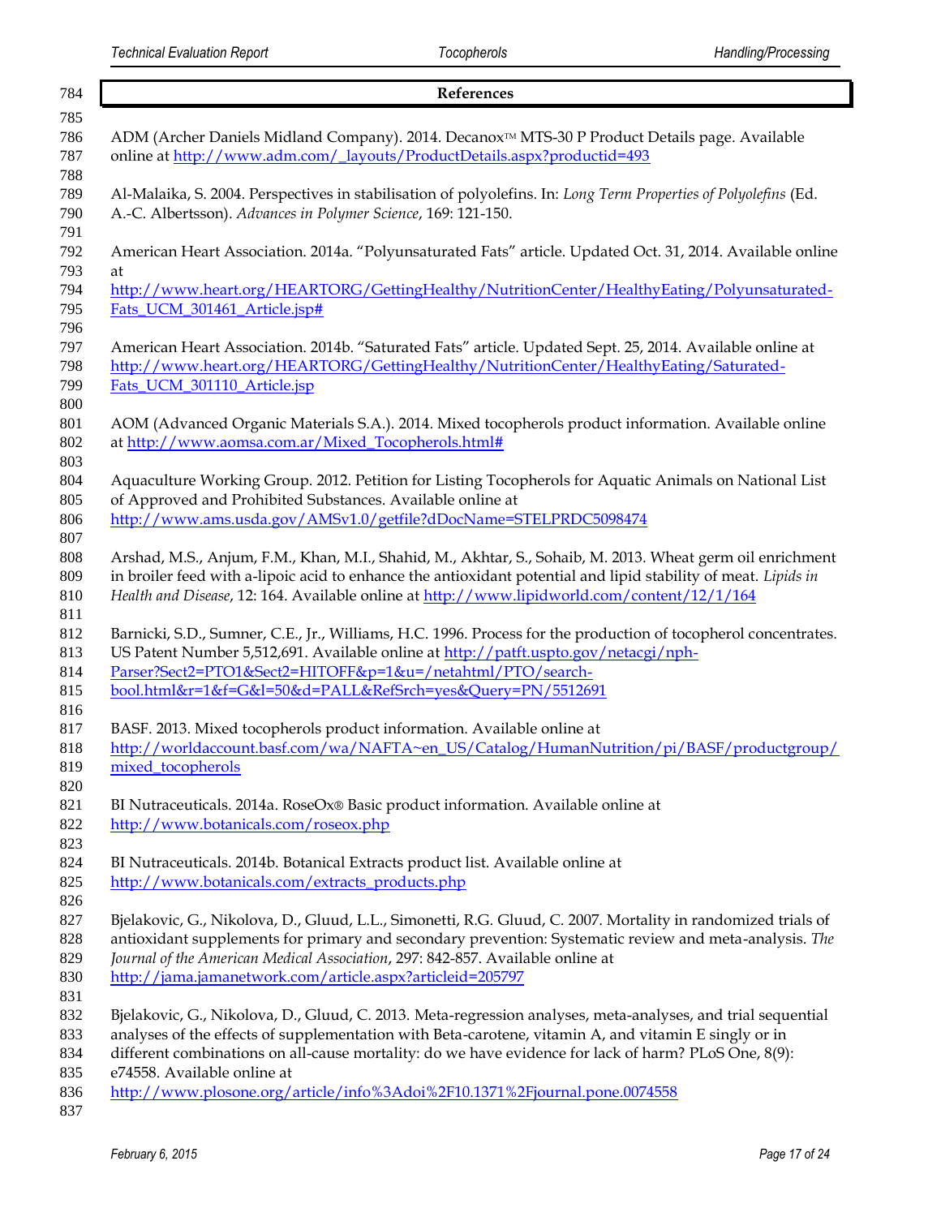## References

ADM (Archer Daniels Midland Company). 2014. Decanox™ MTS-30 P Product Details page. Available online at http://www.adm.com/_layouts/ProductDetails.aspx?productid=493

Al-Malaika, S. 2004. Perspectives in stabilisation of polyolefins. In: *Long Term Properties of Polyolefins* (Ed. A.-C. Albertsson). *Advances in Polymer Science*, 169: 121-150.

American Heart Association. 2014a. "Polyunsaturated Fats" article. Updated Oct. 31, 2014. Available online at http://www.heart.org/HEARTORG/GettingHealthy/NutritionCenter/HealthyEating/Polyunsaturated-Fats_UCM_301461_Article.jsp#

American Heart Association. 2014b. "Saturated Fats" article. Updated Sept. 25, 2014. Available online at http://www.heart.org/HEARTORG/GettingHealthy/NutritionCenter/HealthyEating/Saturated-Fats_UCM_301110_Article.jsp

AOM (Advanced Organic Materials S.A.). 2014. Mixed tocopherols product information. Available online at http://www.aomsa.com.ar/Mixed_Tocopherols.html#

Aquaculture Working Group. 2012. Petition for Listing Tocopherols for Aquatic Animals on National List of Approved and Prohibited Substances. Available online at http://www.ams.usda.gov/AMSv1.0/getfile?dDocName=STELPRDC5098474

Arshad, M.S., Anjum, F.M., Khan, M.I., Shahid, M., Akhtar, S., Sohaib, M. 2013. Wheat germ oil enrichment in broiler feed with a-lipoic acid to enhance the antioxidant potential and lipid stability of meat. *Lipids in Health and Disease*, 12: 164. Available online at http://www.lipidworld.com/content/12/1/164

Barnicki, S.D., Sumner, C.E., Jr., Williams, H.C. 1996. Process for the production of tocopherol concentrates. US Patent Number 5,512,691. Available online at http://patft.uspto.gov/netacgi/nph-Parser?Sect2=PTO1&Sect2=HITOFF&p=1&u=/netahtml/PTO/search-bool.html&r=1&f=G&l=50&d=PALL&RefSrch=yes&Query=PN/5512691

BASF. 2013. Mixed tocopherols product information. Available online at http://worldaccount.basf.com/wa/NAFTA~en_US/Catalog/HumanNutrition/pi/BASF/productgroup/mixed_tocopherols

BI Nutraceuticals. 2014a. RoseOx® Basic product information. Available online at http://www.botanicals.com/roseox.php

BI Nutraceuticals. 2014b. Botanical Extracts product list. Available online at http://www.botanicals.com/extracts_products.php

Bjelakovic, G., Nikolova, D., Gluud, L.L., Simonetti, R.G. Gluud, C. 2007. Mortality in randomized trials of antioxidant supplements for primary and secondary prevention: Systematic review and meta-analysis. *The Journal of the American Medical Association*, 297: 842-857. Available online at http://jama.jamanetwork.com/article.aspx?articleid=205797

Bjelakovic, G., Nikolova, D., Gluud, C. 2013. Meta-regression analyses, meta-analyses, and trial sequential analyses of the effects of supplementation with Beta-carotene, vitamin A, and vitamin E singly or in different combinations on all-cause mortality: do we have evidence for lack of harm? PLoS One, 8(9): e74558. Available online at http://www.plosone.org/article/info%3Adoi%2F10.1371%2Fjournal.pone.0074558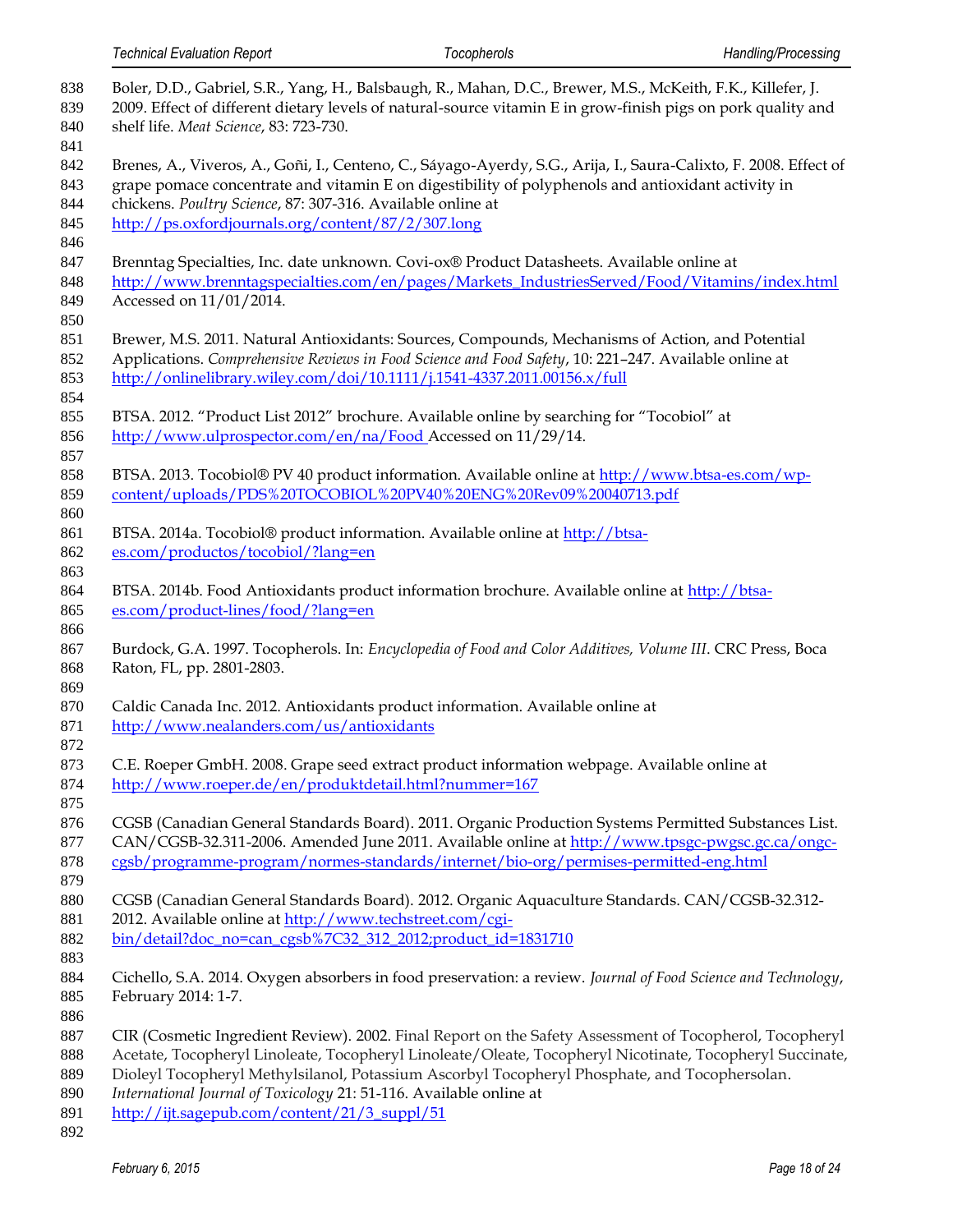Boler, D.D., Gabriel, S.R., Yang, H., Balsbaugh, R., Mahan, D.C., Brewer, M.S., McKeith, F.K., Killefer, J. 2009. Effect of different dietary levels of natural-source vitamin E in grow-finish pigs on pork quality and shelf life. *Meat Science*, 83: 723-730.

Brenes, A., Viveros, A., Goñi, I., Centeno, C., Sáyago-Ayerdy, S.G., Arija, I., Saura-Calixto, F. 2008. Effect of grape pomace concentrate and vitamin E on digestibility of polyphenols and antioxidant activity in chickens. *Poultry Science*, 87: 307-316. Available online at http://ps.oxfordjournals.org/content/87/2/307.long

Brenntag Specialties, Inc. date unknown. Covi-ox® Product Datasheets. Available online at http://www.brenntagspecialties.com/en/pages/Markets_IndustriesServed/Food/Vitamins/index.html Accessed on 11/01/2014.

Brewer, M.S. 2011. Natural Antioxidants: Sources, Compounds, Mechanisms of Action, and Potential Applications. *Comprehensive Reviews in Food Science and Food Safety*, 10: 221–247. Available online at http://onlinelibrary.wiley.com/doi/10.1111/j.1541-4337.2011.00156.x/full

BTSA. 2012. "Product List 2012" brochure. Available online by searching for "Tocobiol" at http://www.ulprospector.com/en/na/Food Accessed on 11/29/14.

BTSA. 2013. Tocobiol® PV 40 product information. Available online at http://www.btsa-es.com/wp-content/uploads/PDS%20TOCOBIOL%20PV40%20ENG%20Rev09%20040713.pdf

BTSA. 2014a. Tocobiol® product information. Available online at http://btsa-es.com/productos/tocobiol/?lang=en

BTSA. 2014b. Food Antioxidants product information brochure. Available online at http://btsa-es.com/product-lines/food/?lang=en

Burdock, G.A. 1997. Tocopherols. In: *Encyclopedia of Food and Color Additives, Volume III*. CRC Press, Boca Raton, FL, pp. 2801-2803.

Caldic Canada Inc. 2012. Antioxidants product information. Available online at http://www.nealanders.com/us/antioxidants

C.E. Roeper GmbH. 2008. Grape seed extract product information webpage. Available online at http://www.roeper.de/en/produktdetail.html?nummer=167

CGSB (Canadian General Standards Board). 2011. Organic Production Systems Permitted Substances List. CAN/CGSB-32.311-2006. Amended June 2011. Available online at http://www.tpsgc-pwgsc.gc.ca/ongc-cgsb/programme-program/normes-standards/internet/bio-org/permises-permitted-eng.html

CGSB (Canadian General Standards Board). 2012. Organic Aquaculture Standards. CAN/CGSB-32.312-2012. Available online at http://www.techstreet.com/cgi-bin/detail?doc_no=can_cgsb%7C32_312_2012;product_id=1831710

Cichello, S.A. 2014. Oxygen absorbers in food preservation: a review. *Journal of Food Science and Technology*, February 2014: 1-7.

CIR (Cosmetic Ingredient Review). 2002. Final Report on the Safety Assessment of Tocopherol, Tocopheryl Acetate, Tocopheryl Linoleate, Tocopheryl Linoleate/Oleate, Tocopheryl Nicotinate, Tocopheryl Succinate, Dioleyl Tocopheryl Methylsilanol, Potassium Ascorbyl Tocopheryl Phosphate, and Tocophersolan. *International Journal of Toxicology* 21: 51-116. Available online at http://ijt.sagepub.com/content/21/3_suppl/51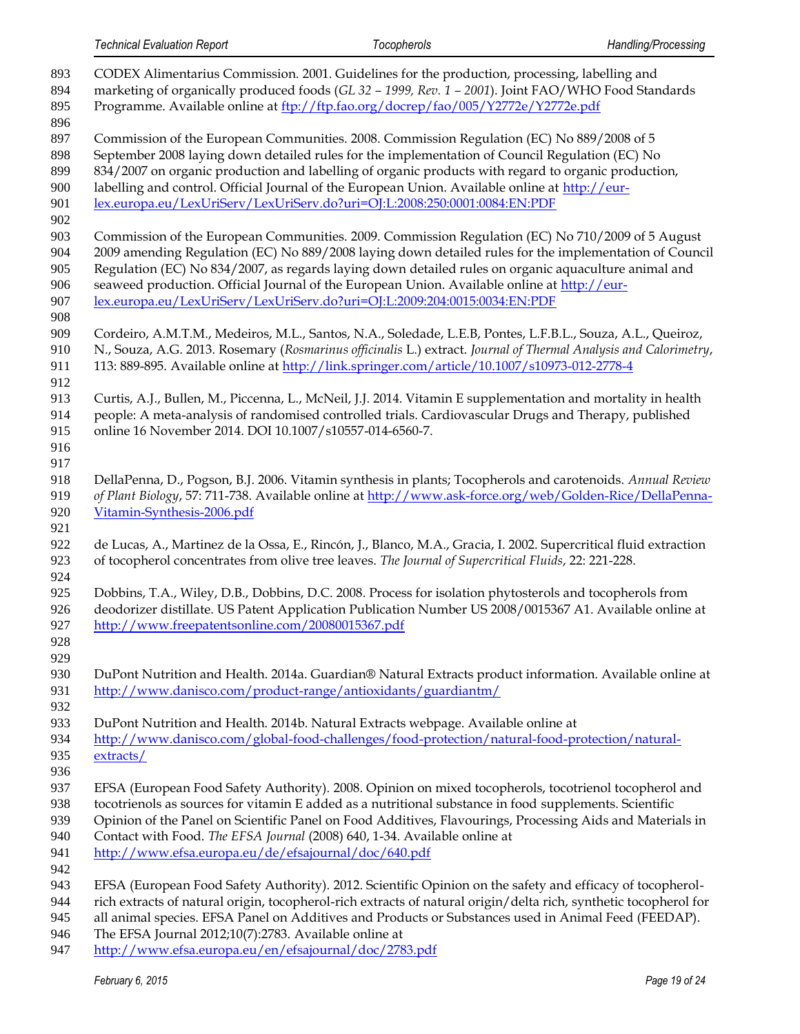CODEX Alimentarius Commission. 2001. Guidelines for the production, processing, labelling and marketing of organically produced foods (*GL 32 – 1999, Rev. 1 – 2001*). Joint FAO/WHO Food Standards Programme. Available online at ftp://ftp.fao.org/docrep/fao/005/Y2772e/Y2772e.pdf

Commission of the European Communities. 2008. Commission Regulation (EC) No 889/2008 of 5 September 2008 laying down detailed rules for the implementation of Council Regulation (EC) No 834/2007 on organic production and labelling of organic products with regard to organic production, labelling and control. Official Journal of the European Union. Available online at http://eur-lex.europa.eu/LexUriServ/LexUriServ.do?uri=OJ:L:2008:250:0001:0084:EN:PDF

Commission of the European Communities. 2009. Commission Regulation (EC) No 710/2009 of 5 August 2009 amending Regulation (EC) No 889/2008 laying down detailed rules for the implementation of Council Regulation (EC) No 834/2007, as regards laying down detailed rules on organic aquaculture animal and seaweed production. Official Journal of the European Union. Available online at http://eur-lex.europa.eu/LexUriServ/LexUriServ.do?uri=OJ:L:2009:204:0015:0034:EN:PDF

Cordeiro, A.M.T.M., Medeiros, M.L., Santos, N.A., Soledade, L.E.B, Pontes, L.F.B.L., Souza, A.L., Queiroz, N., Souza, A.G. 2013. Rosemary (*Rosmarinus officinalis* L.) extract. *Journal of Thermal Analysis and Calorimetry*, 113: 889-895. Available online at http://link.springer.com/article/10.1007/s10973-012-2778-4

Curtis, A.J., Bullen, M., Piccenna, L., McNeil, J.J. 2014. Vitamin E supplementation and mortality in health people: A meta-analysis of randomised controlled trials. Cardiovascular Drugs and Therapy, published online 16 November 2014. DOI 10.1007/s10557-014-6560-7.

DellaPenna, D., Pogson, B.J. 2006. Vitamin synthesis in plants; Tocopherols and carotenoids. *Annual Review of Plant Biology*, 57: 711-738. Available online at http://www.ask-force.org/web/Golden-Rice/DellaPenna-Vitamin-Synthesis-2006.pdf

de Lucas, A., Martinez de la Ossa, E., Rincón, J., Blanco, M.A., Gracia, I. 2002. Supercritical fluid extraction of tocopherol concentrates from olive tree leaves. *The Journal of Supercritical Fluids*, 22: 221-228.

Dobbins, T.A., Wiley, D.B., Dobbins, D.C. 2008. Process for isolation phytosterols and tocopherols from deodorizer distillate. US Patent Application Publication Number US 2008/0015367 A1. Available online at http://www.freepatentsonline.com/20080015367.pdf

DuPont Nutrition and Health. 2014a. Guardian® Natural Extracts product information. Available online at http://www.danisco.com/product-range/antioxidants/guardiantm/

DuPont Nutrition and Health. 2014b. Natural Extracts webpage. Available online at http://www.danisco.com/global-food-challenges/food-protection/natural-food-protection/natural-extracts/

EFSA (European Food Safety Authority). 2008. Opinion on mixed tocopherols, tocotrienol tocopherol and tocotrienols as sources for vitamin E added as a nutritional substance in food supplements. Scientific Opinion of the Panel on Scientific Panel on Food Additives, Flavourings, Processing Aids and Materials in Contact with Food. *The EFSA Journal* (2008) 640, 1-34. Available online at http://www.efsa.europa.eu/de/efsajournal/doc/640.pdf

EFSA (European Food Safety Authority). 2012. Scientific Opinion on the safety and efficacy of tocopherol-rich extracts of natural origin, tocopherol-rich extracts of natural origin/delta rich, synthetic tocopherol for all animal species. EFSA Panel on Additives and Products or Substances used in Animal Feed (FEEDAP). The EFSA Journal 2012;10(7):2783. Available online at http://www.efsa.europa.eu/en/efsajournal/doc/2783.pdf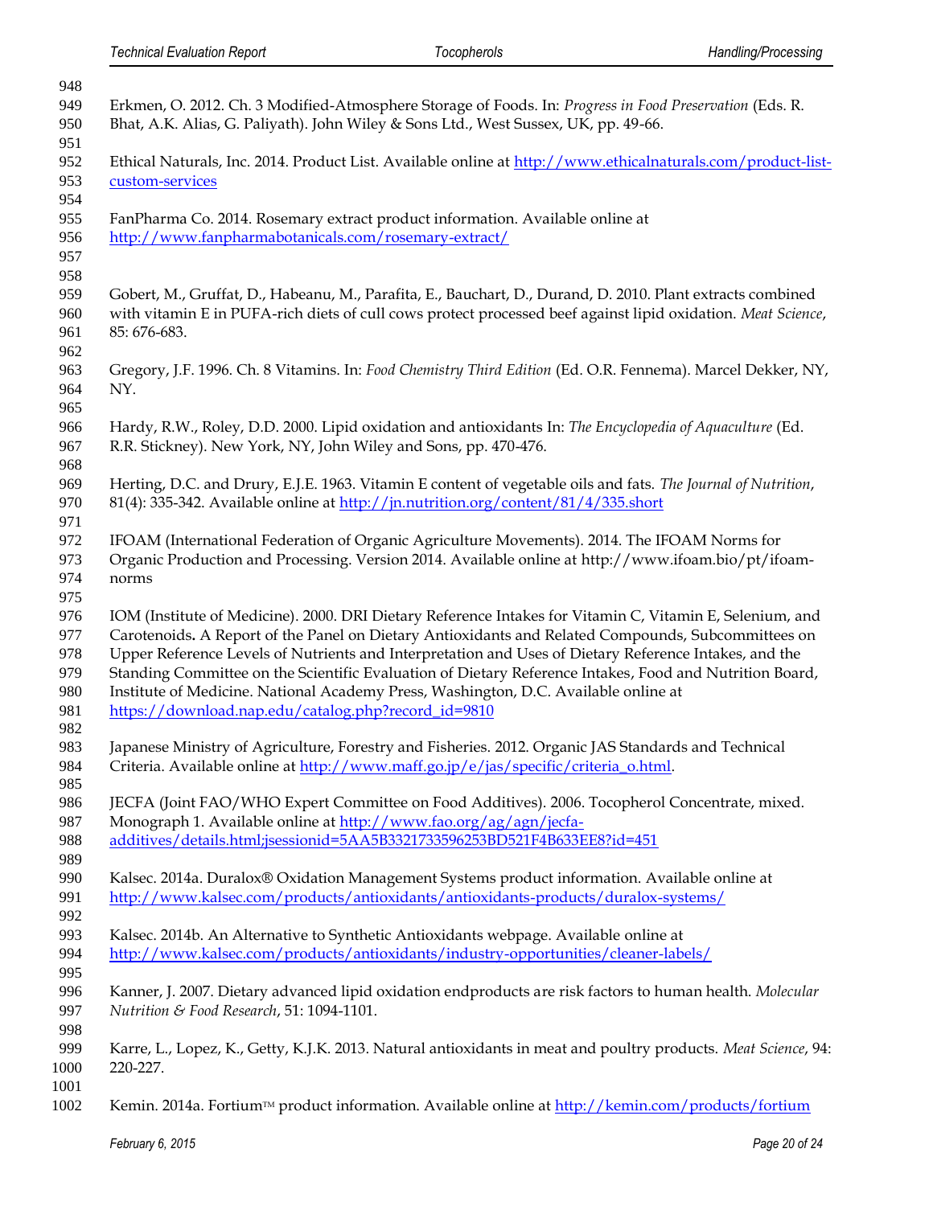Erkmen, O. 2012. Ch. 3 Modified-Atmosphere Storage of Foods. In: *Progress in Food Preservation* (Eds. R. Bhat, A.K. Alias, G. Paliyath). John Wiley & Sons Ltd., West Sussex, UK, pp. 49-66.

Ethical Naturals, Inc. 2014. Product List. Available online at http://www.ethicalnaturals.com/product-list-custom-services

FanPharma Co. 2014. Rosemary extract product information. Available online at http://www.fanpharmabotanicals.com/rosemary-extract/

Gobert, M., Gruffat, D., Habeanu, M., Parafita, E., Bauchart, D., Durand, D. 2010. Plant extracts combined with vitamin E in PUFA-rich diets of cull cows protect processed beef against lipid oxidation. *Meat Science*, 85: 676-683.

Gregory, J.F. 1996. Ch. 8 Vitamins. In: *Food Chemistry Third Edition* (Ed. O.R. Fennema). Marcel Dekker, NY, NY.

Hardy, R.W., Roley, D.D. 2000. Lipid oxidation and antioxidants In: *The Encyclopedia of Aquaculture* (Ed. R.R. Stickney). New York, NY, John Wiley and Sons, pp. 470-476.

Herting, D.C. and Drury, E.J.E. 1963. Vitamin E content of vegetable oils and fats. *The Journal of Nutrition*, 81(4): 335-342. Available online at http://jn.nutrition.org/content/81/4/335.short

IFOAM (International Federation of Organic Agriculture Movements). 2014. The IFOAM Norms for Organic Production and Processing. Version 2014. Available online at http://www.ifoam.bio/pt/ifoam-norms

IOM (Institute of Medicine). 2000. DRI Dietary Reference Intakes for Vitamin C, Vitamin E, Selenium, and Carotenoids**.** A Report of the Panel on Dietary Antioxidants and Related Compounds, Subcommittees on Upper Reference Levels of Nutrients and Interpretation and Uses of Dietary Reference Intakes, and the Standing Committee on the Scientific Evaluation of Dietary Reference Intakes, Food and Nutrition Board, Institute of Medicine. National Academy Press, Washington, D.C. Available online at https://download.nap.edu/catalog.php?record_id=9810

Japanese Ministry of Agriculture, Forestry and Fisheries. 2012. Organic JAS Standards and Technical Criteria. Available online at http://www.maff.go.jp/e/jas/specific/criteria_o.html.

JECFA (Joint FAO/WHO Expert Committee on Food Additives). 2006. Tocopherol Concentrate, mixed. Monograph 1. Available online at http://www.fao.org/ag/agn/jecfa-additives/details.html;jsessionid=5AA5B3321733596253BD521F4B633EE8?id=451

Kalsec. 2014a. Duralox® Oxidation Management Systems product information. Available online at http://www.kalsec.com/products/antioxidants/antioxidants-products/duralox-systems/

Kalsec. 2014b. An Alternative to Synthetic Antioxidants webpage. Available online at http://www.kalsec.com/products/antioxidants/industry-opportunities/cleaner-labels/

Kanner, J. 2007. Dietary advanced lipid oxidation endproducts are risk factors to human health. *Molecular Nutrition & Food Research*, 51: 1094-1101.

Karre, L., Lopez, K., Getty, K.J.K. 2013. Natural antioxidants in meat and poultry products. *Meat Science*, 94: 220-227.

Kemin. 2014a. Fortium™ product information. Available online at http://kemin.com/products/fortium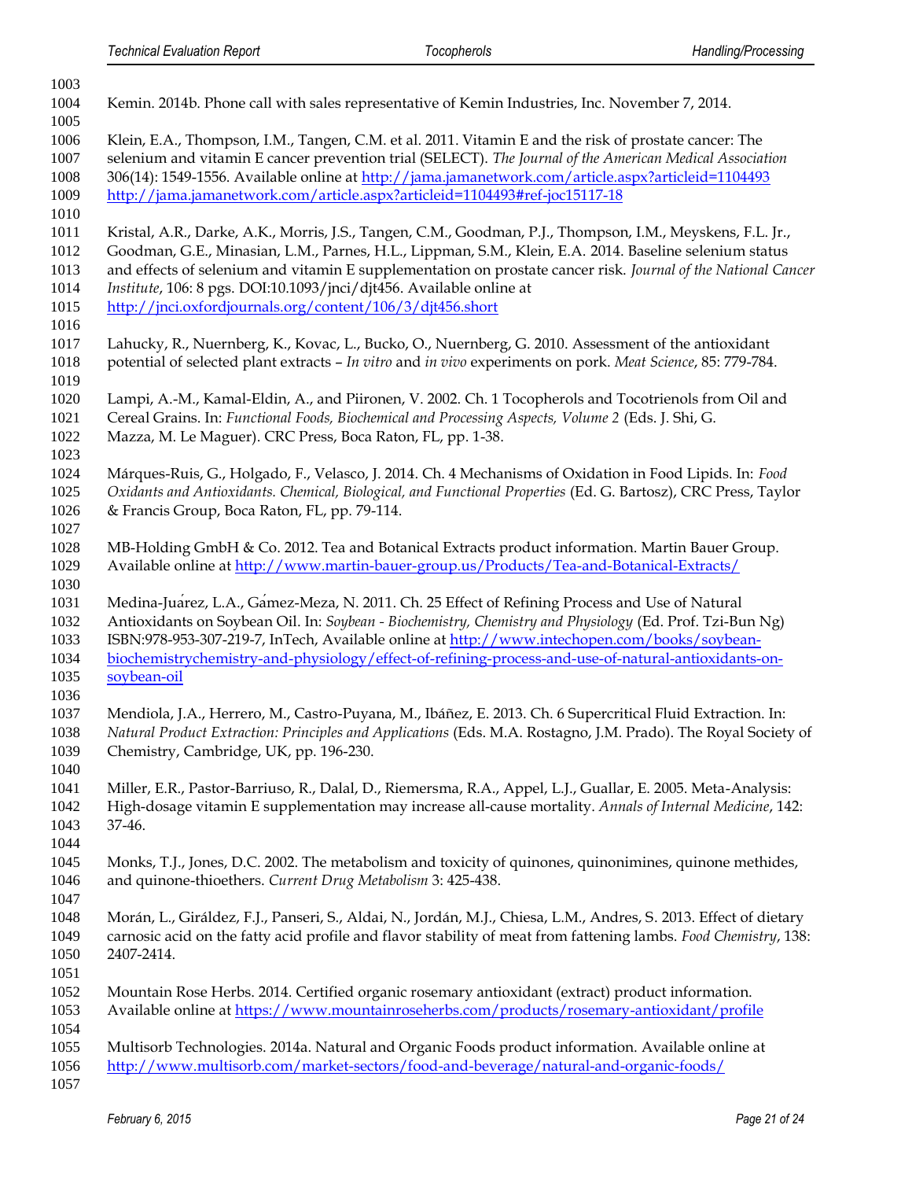Kemin. 2014b. Phone call with sales representative of Kemin Industries, Inc. November 7, 2014.

Klein, E.A., Thompson, I.M., Tangen, C.M. et al. 2011. Vitamin E and the risk of prostate cancer: The selenium and vitamin E cancer prevention trial (SELECT). *The Journal of the American Medical Association* 306(14): 1549-1556. Available online at http://jama.jamanetwork.com/article.aspx?articleid=1104493 http://jama.jamanetwork.com/article.aspx?articleid=1104493#ref-joc15117-18

Kristal, A.R., Darke, A.K., Morris, J.S., Tangen, C.M., Goodman, P.J., Thompson, I.M., Meyskens, F.L. Jr., Goodman, G.E., Minasian, L.M., Parnes, H.L., Lippman, S.M., Klein, E.A. 2014. Baseline selenium status and effects of selenium and vitamin E supplementation on prostate cancer risk. *Journal of the National Cancer Institute*, 106: 8 pgs. DOI:10.1093/jnci/djt456. Available online at http://jnci.oxfordjournals.org/content/106/3/djt456.short

Lahucky, R., Nuernberg, K., Kovac, L., Bucko, O., Nuernberg, G. 2010. Assessment of the antioxidant potential of selected plant extracts – *In vitro* and *in vivo* experiments on pork. *Meat Science*, 85: 779-784.

Lampi, A.-M., Kamal-Eldin, A., and Piironen, V. 2002. Ch. 1 Tocopherols and Tocotrienols from Oil and Cereal Grains. In: *Functional Foods, Biochemical and Processing Aspects, Volume 2* (Eds. J. Shi, G. Mazza, M. Le Maguer). CRC Press, Boca Raton, FL, pp. 1-38.

Márques-Ruis, G., Holgado, F., Velasco, J. 2014. Ch. 4 Mechanisms of Oxidation in Food Lipids. In: *Food Oxidants and Antioxidants. Chemical, Biological, and Functional Properties* (Ed. G. Bartosz), CRC Press, Taylor & Francis Group, Boca Raton, FL, pp. 79-114.

MB-Holding GmbH & Co. 2012. Tea and Botanical Extracts product information. Martin Bauer Group. Available online at http://www.martin-bauer-group.us/Products/Tea-and-Botanical-Extracts/

Medina-Juárez, L.A., Gámez-Meza, N. 2011. Ch. 25 Effect of Refining Process and Use of Natural Antioxidants on Soybean Oil. In: *Soybean - Biochemistry, Chemistry and Physiology* (Ed. Prof. Tzi-Bun Ng) ISBN:978-953-307-219-7, InTech, Available online at http://www.intechopen.com/books/soybean-biochemistrychemistry-and-physiology/effect-of-refining-process-and-use-of-natural-antioxidants-on-soybean-oil

Mendiola, J.A., Herrero, M., Castro-Puyana, M., Ibáñez, E. 2013. Ch. 6 Supercritical Fluid Extraction. In: *Natural Product Extraction: Principles and Applications* (Eds. M.A. Rostagno, J.M. Prado). The Royal Society of Chemistry, Cambridge, UK, pp. 196-230.

Miller, E.R., Pastor-Barriuso, R., Dalal, D., Riemersma, R.A., Appel, L.J., Guallar, E. 2005. Meta-Analysis: High-dosage vitamin E supplementation may increase all-cause mortality. *Annals of Internal Medicine*, 142: 37-46.

Monks, T.J., Jones, D.C. 2002. The metabolism and toxicity of quinones, quinonimines, quinone methides, and quinone-thioethers. *Current Drug Metabolism* 3: 425-438.

Morán, L., Giráldez, F.J., Panseri, S., Aldai, N., Jordán, M.J., Chiesa, L.M., Andres, S. 2013. Effect of dietary carnosic acid on the fatty acid profile and flavor stability of meat from fattening lambs. *Food Chemistry*, 138: 2407-2414.

Mountain Rose Herbs. 2014. Certified organic rosemary antioxidant (extract) product information. Available online at https://www.mountainroseherbs.com/products/rosemary-antioxidant/profile

Multisorb Technologies. 2014a. Natural and Organic Foods product information. Available online at http://www.multisorb.com/market-sectors/food-and-beverage/natural-and-organic-foods/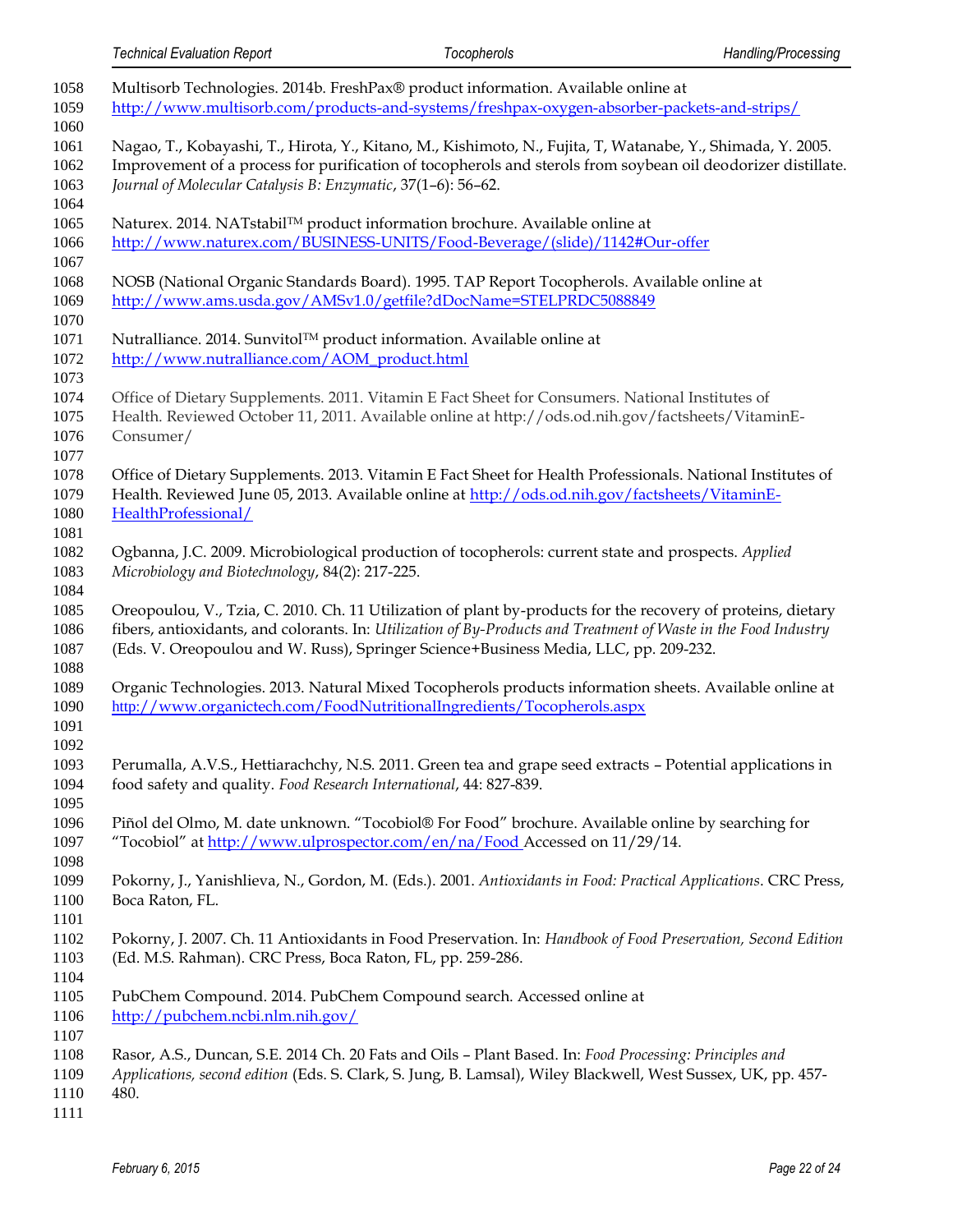Multisorb Technologies. 2014b. FreshPax® product information. Available online at http://www.multisorb.com/products-and-systems/freshpax-oxygen-absorber-packets-and-strips/

Nagao, T., Kobayashi, T., Hirota, Y., Kitano, M., Kishimoto, N., Fujita, T, Watanabe, Y., Shimada, Y. 2005. Improvement of a process for purification of tocopherols and sterols from soybean oil deodorizer distillate. *Journal of Molecular Catalysis B: Enzymatic*, 37(1–6): 56–62.

Naturex. 2014. NATstabil™ product information brochure. Available online at http://www.naturex.com/BUSINESS-UNITS/Food-Beverage/(slide)/1142#Our-offer

NOSB (National Organic Standards Board). 1995. TAP Report Tocopherols. Available online at http://www.ams.usda.gov/AMSv1.0/getfile?dDocName=STELPRDC5088849

Nutralliance. 2014. Sunvitol™ product information. Available online at http://www.nutralliance.com/AOM_product.html

Office of Dietary Supplements. 2011. Vitamin E Fact Sheet for Consumers. National Institutes of Health. Reviewed October 11, 2011. Available online at http://ods.od.nih.gov/factsheets/VitaminE-Consumer/

Office of Dietary Supplements. 2013. Vitamin E Fact Sheet for Health Professionals. National Institutes of Health. Reviewed June 05, 2013. Available online at http://ods.od.nih.gov/factsheets/VitaminE-HealthProfessional/

Ogbanna, J.C. 2009. Microbiological production of tocopherols: current state and prospects. *Applied Microbiology and Biotechnology*, 84(2): 217-225.

Oreopoulou, V., Tzia, C. 2010. Ch. 11 Utilization of plant by-products for the recovery of proteins, dietary fibers, antioxidants, and colorants. In: *Utilization of By-Products and Treatment of Waste in the Food Industry* (Eds. V. Oreopoulou and W. Russ), Springer Science+Business Media, LLC, pp. 209-232.

Organic Technologies. 2013. Natural Mixed Tocopherols products information sheets. Available online at http://www.organictech.com/FoodNutritionalIngredients/Tocopherols.aspx

Perumalla, A.V.S., Hettiarachchy, N.S. 2011. Green tea and grape seed extracts – Potential applications in food safety and quality. *Food Research International*, 44: 827-839.

Piñol del Olmo, M. date unknown. "Tocobiol® For Food" brochure. Available online by searching for "Tocobiol" at http://www.ulprospector.com/en/na/Food Accessed on 11/29/14.

Pokorny, J., Yanishlieva, N., Gordon, M. (Eds.). 2001. *Antioxidants in Food: Practical Applications*. CRC Press, Boca Raton, FL.

Pokorny, J. 2007. Ch. 11 Antioxidants in Food Preservation. In: *Handbook of Food Preservation, Second Edition* (Ed. M.S. Rahman). CRC Press, Boca Raton, FL, pp. 259-286.

PubChem Compound. 2014. PubChem Compound search. Accessed online at http://pubchem.ncbi.nlm.nih.gov/

Rasor, A.S., Duncan, S.E. 2014 Ch. 20 Fats and Oils – Plant Based. In: *Food Processing: Principles and Applications, second edition* (Eds. S. Clark, S. Jung, B. Lamsal), Wiley Blackwell, West Sussex, UK, pp. 457-480.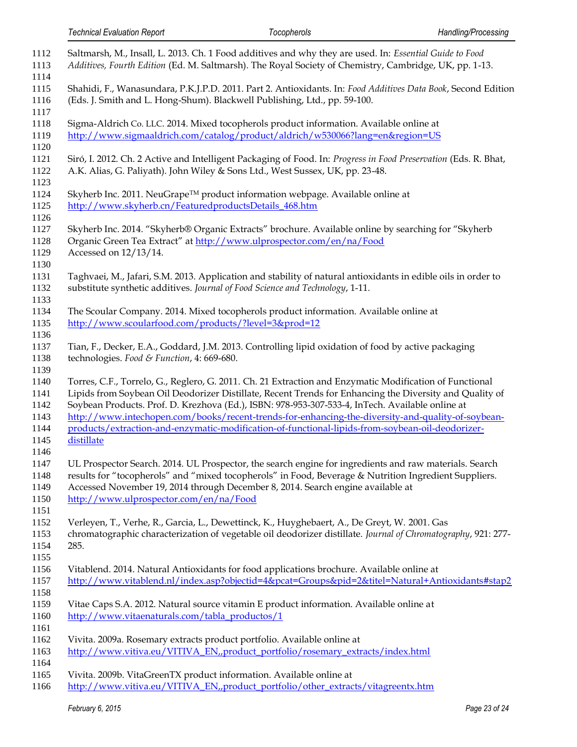Saltmarsh, M., Insall, L. 2013. Ch. 1 Food additives and why they are used. In: *Essential Guide to Food Additives, Fourth Edition* (Ed. M. Saltmarsh). The Royal Society of Chemistry, Cambridge, UK, pp. 1-13.

Shahidi, F., Wanasundara, P.K.J.P.D. 2011. Part 2. Antioxidants. In: *Food Additives Data Book*, Second Edition (Eds. J. Smith and L. Hong-Shum). Blackwell Publishing, Ltd., pp. 59-100.

Sigma-Aldrich Co. LLC. 2014. Mixed tocopherols product information. Available online at http://www.sigmaaldrich.com/catalog/product/aldrich/w530066?lang=en&region=US

Siró, I. 2012. Ch. 2 Active and Intelligent Packaging of Food. In: *Progress in Food Preservation* (Eds. R. Bhat, A.K. Alias, G. Paliyath). John Wiley & Sons Ltd., West Sussex, UK, pp. 23-48.

Skyherb Inc. 2011. NeuGrape™ product information webpage. Available online at http://www.skyherb.cn/FeaturedproductsDetails_468.htm

Skyherb Inc. 2014. "Skyherb® Organic Extracts" brochure. Available online by searching for "Skyherb Organic Green Tea Extract" at http://www.ulprospector.com/en/na/Food Accessed on 12/13/14.

Taghvaei, M., Jafari, S.M. 2013. Application and stability of natural antioxidants in edible oils in order to substitute synthetic additives. *Journal of Food Science and Technology*, 1-11.

The Scoular Company. 2014. Mixed tocopherols product information. Available online at http://www.scoularfood.com/products/?level=3&prod=12

Tian, F., Decker, E.A., Goddard, J.M. 2013. Controlling lipid oxidation of food by active packaging technologies. *Food & Function*, 4: 669-680.

Torres, C.F., Torrelo, G., Reglero, G. 2011. Ch. 21 Extraction and Enzymatic Modification of Functional Lipids from Soybean Oil Deodorizer Distillate, Recent Trends for Enhancing the Diversity and Quality of Soybean Products. Prof. D. Krezhova (Ed.), ISBN: 978-953-307-533-4, InTech. Available online at http://www.intechopen.com/books/recent-trends-for-enhancing-the-diversity-and-quality-of-soybean-products/extraction-and-enzymatic-modification-of-functional-lipids-from-soybean-oil-deodorizer-distillate

UL Prospector Search. 2014. UL Prospector, the search engine for ingredients and raw materials. Search results for "tocopherols" and "mixed tocopherols" in Food, Beverage & Nutrition Ingredient Suppliers. Accessed November 19, 2014 through December 8, 2014. Search engine available at http://www.ulprospector.com/en/na/Food

Verleyen, T., Verhe, R., Garcia, L., Dewettinck, K., Huyghebaert, A., De Greyt, W. 2001. Gas chromatographic characterization of vegetable oil deodorizer distillate. *Journal of Chromatography*, 921: 277-285.

Vitablend. 2014. Natural Antioxidants for food applications brochure. Available online at http://www.vitablend.nl/index.asp?objectid=4&pcat=Groups&pid=2&titel=Natural+Antioxidants#stap2

Vitae Caps S.A. 2012. Natural source vitamin E product information. Available online at http://www.vitaenaturals.com/tabla_productos/1

Vivita. 2009a. Rosemary extracts product portfolio. Available online at http://www.vitiva.eu/VITIVA_EN,,product_portfolio/rosemary_extracts/index.html

Vivita. 2009b. VitaGreenTX product information. Available online at http://www.vitiva.eu/VITIVA_EN,,product_portfolio/other_extracts/vitagreentx.htm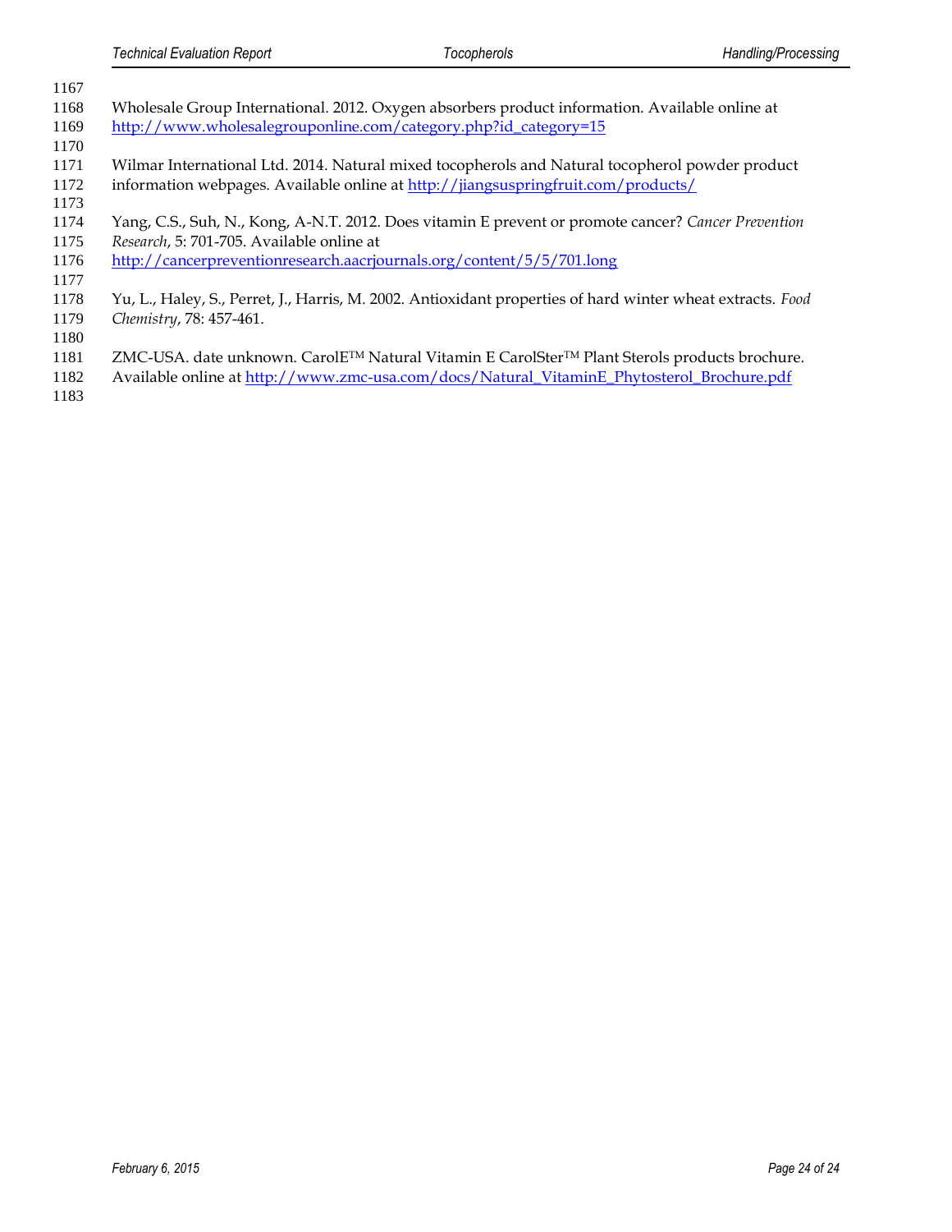Wholesale Group International. 2012. Oxygen absorbers product information. Available online at http://www.wholesalegrouponline.com/category.php?id_category=15

Wilmar International Ltd. 2014. Natural mixed tocopherols and Natural tocopherol powder product information webpages. Available online at http://jiangsuspringfruit.com/products/

Yang, C.S., Suh, N., Kong, A-N.T. 2012. Does vitamin E prevent or promote cancer? *Cancer Prevention Research*, 5: 701-705. Available online at http://cancerpreventionresearch.aacrjournals.org/content/5/5/701.long

Yu, L., Haley, S., Perret, J., Harris, M. 2002. Antioxidant properties of hard winter wheat extracts. *Food Chemistry*, 78: 457-461.

ZMC-USA. date unknown. CarolE™ Natural Vitamin E CarolSter™ Plant Sterols products brochure. Available online at http://www.zmc-usa.com/docs/Natural_VitaminE_Phytosterol_Brochure.pdf